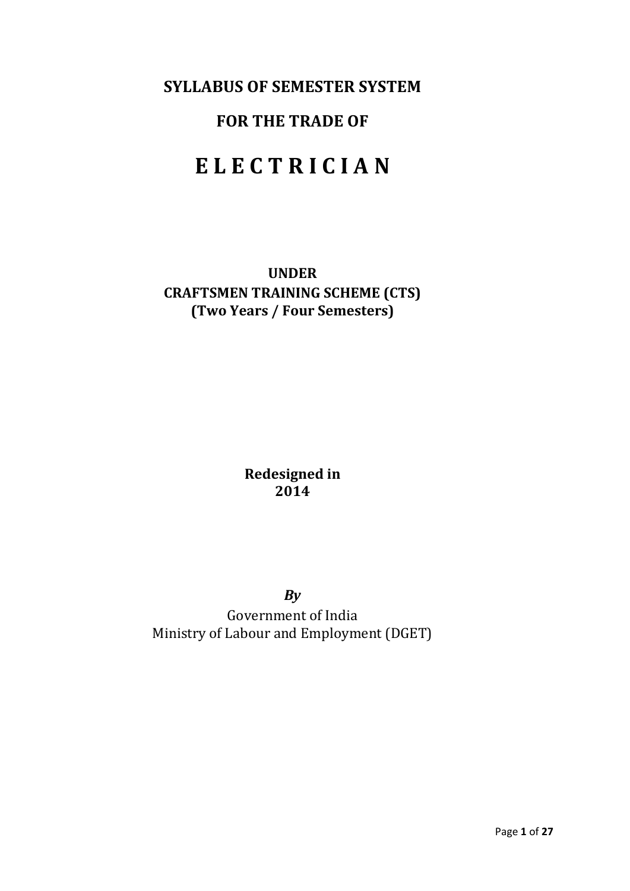# SYLLABUS OF SEMESTER SYSTEM

# FOR THE TRADE OF

# E L E C T R I C I A N

**UNDER**
**CRAFTSMEN TRAINING SCHEME (CTS)**
**(Two Years / Four Semesters)**

**Redesigned in**
**2014**

***By***
Government of India
Ministry of Labour and Employment (DGET)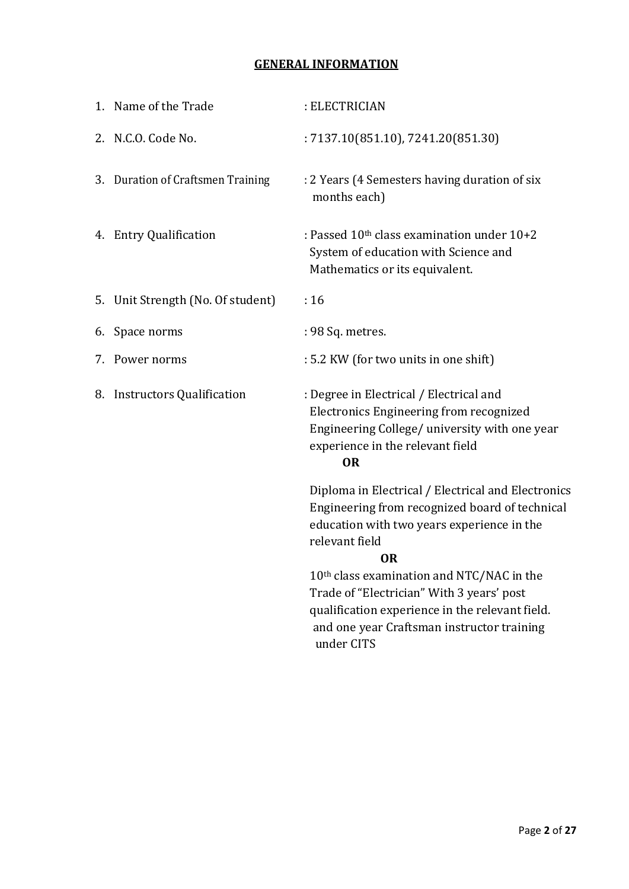## GENERAL INFORMATION

1. Name of the Trade : ELECTRICIAN
2. N.C.O. Code No. : 7137.10(851.10), 7241.20(851.30)
3. Duration of Craftsmen Training : 2 Years (4 Semesters having duration of six months each)
4. Entry Qualification : Passed 10th class examination under 10+2 System of education with Science and Mathematics or its equivalent.
5. Unit Strength (No. Of student) : 16
6. Space norms : 98 Sq. metres.
7. Power norms : 5.2 KW (for two units in one shift)
8. Instructors Qualification : Degree in Electrical / Electrical and Electronics Engineering from recognized Engineering College/ university with one year experience in the relevant field

   **OR**

   Diploma in Electrical / Electrical and Electronics Engineering from recognized board of technical education with two years experience in the relevant field

   **OR**

   10th class examination and NTC/NAC in the Trade of "Electrician" With 3 years' post qualification experience in the relevant field. and one year Craftsman instructor training under CITS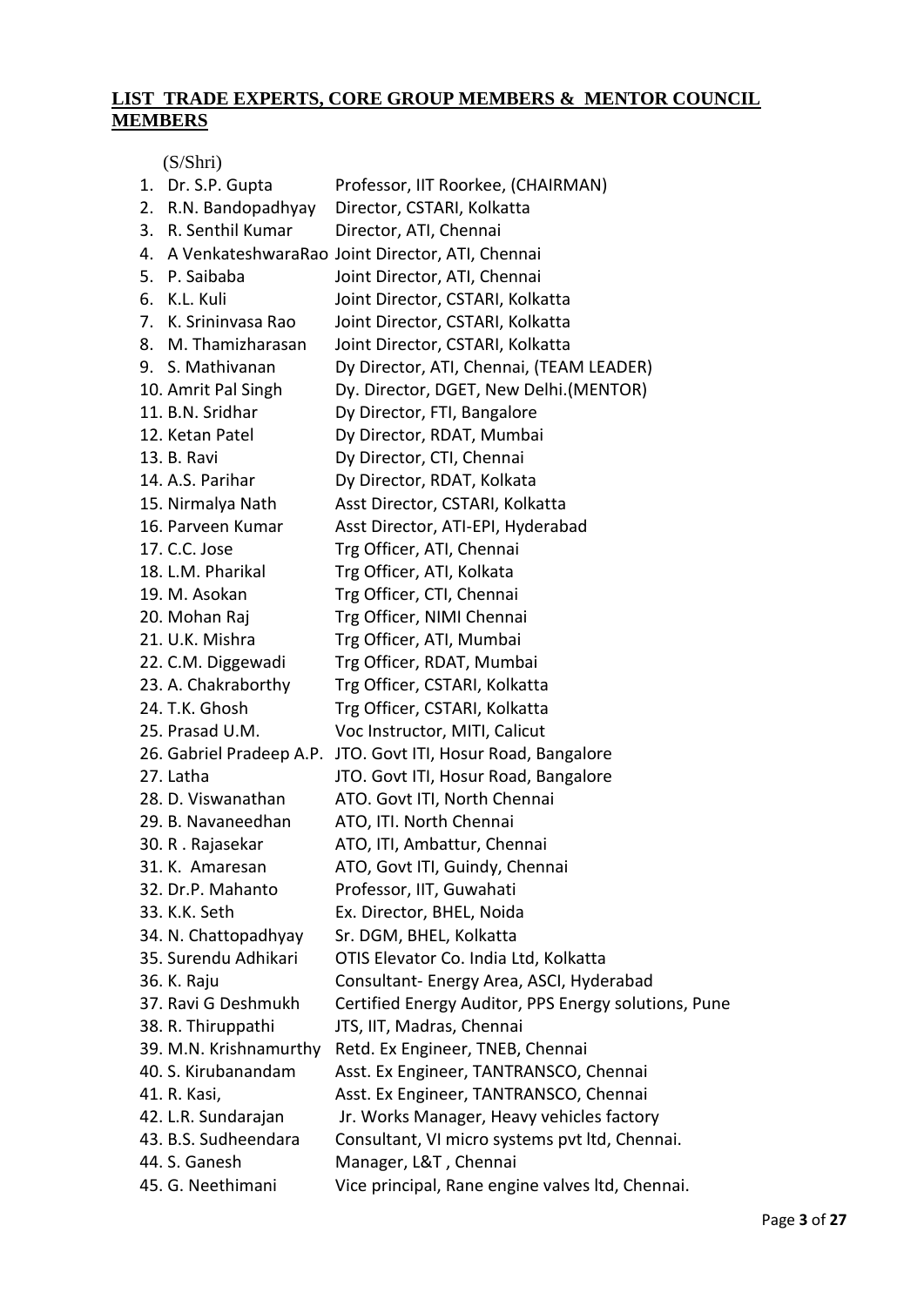## LIST TRADE EXPERTS, CORE GROUP MEMBERS & MENTOR COUNCIL MEMBERS

(S/Shri)

| | |
|---|---|
| 1. Dr. S.P. Gupta | Professor, IIT Roorkee, (CHAIRMAN) |
| 2. R.N. Bandopadhyay | Director, CSTARI, Kolkatta |
| 3. R. Senthil Kumar | Director, ATI, Chennai |
| 4. A VenkateshwaraRao | Joint Director, ATI, Chennai |
| 5. P. Saibaba | Joint Director, ATI, Chennai |
| 6. K.L. Kuli | Joint Director, CSTARI, Kolkatta |
| 7. K. Srininvasa Rao | Joint Director, CSTARI, Kolkatta |
| 8. M. Thamizharasan | Joint Director, CSTARI, Kolkatta |
| 9. S. Mathivanan | Dy Director, ATI, Chennai, (TEAM LEADER) |
| 10. Amrit Pal Singh | Dy. Director, DGET, New Delhi.(MENTOR) |
| 11. B.N. Sridhar | Dy Director, FTI, Bangalore |
| 12. Ketan Patel | Dy Director, RDAT, Mumbai |
| 13. B. Ravi | Dy Director, CTI, Chennai |
| 14. A.S. Parihar | Dy Director, RDAT, Kolkata |
| 15. Nirmalya Nath | Asst Director, CSTARI, Kolkatta |
| 16. Parveen Kumar | Asst Director, ATI-EPI, Hyderabad |
| 17. C.C. Jose | Trg Officer, ATI, Chennai |
| 18. L.M. Pharikal | Trg Officer, ATI, Kolkata |
| 19. M. Asokan | Trg Officer, CTI, Chennai |
| 20. Mohan Raj | Trg Officer, NIMI Chennai |
| 21. U.K. Mishra | Trg Officer, ATI, Mumbai |
| 22. C.M. Diggewadi | Trg Officer, RDAT, Mumbai |
| 23. A. Chakraborthy | Trg Officer, CSTARI, Kolkatta |
| 24. T.K. Ghosh | Trg Officer, CSTARI, Kolkatta |
| 25. Prasad U.M. | Voc Instructor, MITI, Calicut |
| 26. Gabriel Pradeep A.P. | JTO. Govt ITI, Hosur Road, Bangalore |
| 27. Latha | JTO. Govt ITI, Hosur Road, Bangalore |
| 28. D. Viswanathan | ATO. Govt ITI, North Chennai |
| 29. B. Navaneedhan | ATO, ITI. North Chennai |
| 30. R . Rajasekar | ATO, ITI, Ambattur, Chennai |
| 31. K. Amaresan | ATO, Govt ITI, Guindy, Chennai |
| 32. Dr.P. Mahanto | Professor, IIT, Guwahati |
| 33. K.K. Seth | Ex. Director, BHEL, Noida |
| 34. N. Chattopadhyay | Sr. DGM, BHEL, Kolkatta |
| 35. Surendu Adhikari | OTIS Elevator Co. India Ltd, Kolkatta |
| 36. K. Raju | Consultant- Energy Area, ASCI, Hyderabad |
| 37. Ravi G Deshmukh | Certified Energy Auditor, PPS Energy solutions, Pune |
| 38. R. Thiruppathi | JTS, IIT, Madras, Chennai |
| 39. M.N. Krishnamurthy | Retd. Ex Engineer, TNEB, Chennai |
| 40. S. Kirubanandam | Asst. Ex Engineer, TANTRANSCO, Chennai |
| 41. R. Kasi, | Asst. Ex Engineer, TANTRANSCO, Chennai |
| 42. L.R. Sundarajan | Jr. Works Manager, Heavy vehicles factory |
| 43. B.S. Sudheendara | Consultant, VI micro systems pvt ltd, Chennai. |
| 44. S. Ganesh | Manager, L&T , Chennai |
| 45. G. Neethimani | Vice principal, Rane engine valves ltd, Chennai. |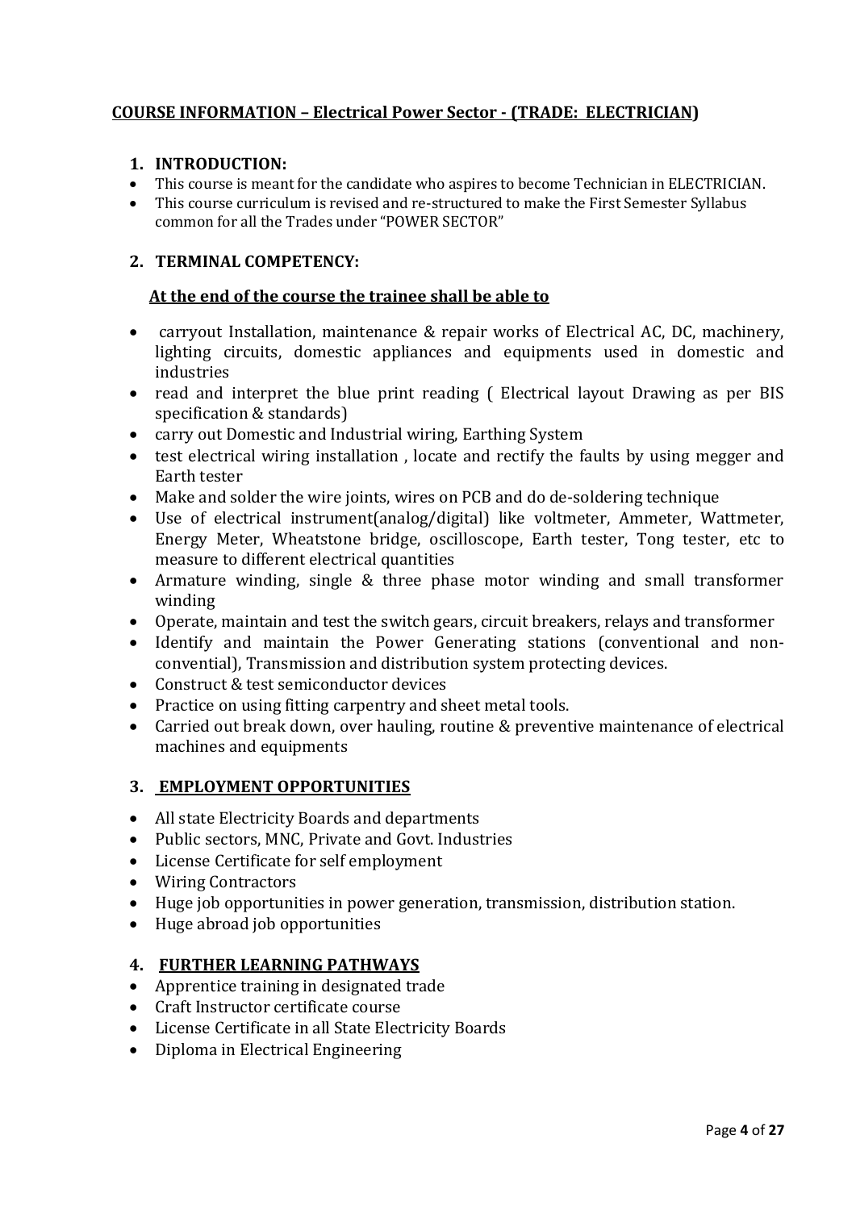## COURSE INFORMATION – Electrical Power Sector - (TRADE: ELECTRICIAN)

### 1. INTRODUCTION:

- This course is meant for the candidate who aspires to become Technician in ELECTRICIAN.
- This course curriculum is revised and re-structured to make the First Semester Syllabus common for all the Trades under "POWER SECTOR"

### 2. TERMINAL COMPETENCY:

**At the end of the course the trainee shall be able to**

- carryout Installation, maintenance & repair works of Electrical AC, DC, machinery, lighting circuits, domestic appliances and equipments used in domestic and industries
- read and interpret the blue print reading ( Electrical layout Drawing as per BIS specification & standards)
- carry out Domestic and Industrial wiring, Earthing System
- test electrical wiring installation , locate and rectify the faults by using megger and Earth tester
- Make and solder the wire joints, wires on PCB and do de-soldering technique
- Use of electrical instrument(analog/digital) like voltmeter, Ammeter, Wattmeter, Energy Meter, Wheatstone bridge, oscilloscope, Earth tester, Tong tester, etc to measure to different electrical quantities
- Armature winding, single & three phase motor winding and small transformer winding
- Operate, maintain and test the switch gears, circuit breakers, relays and transformer
- Identify and maintain the Power Generating stations (conventional and non-convential), Transmission and distribution system protecting devices.
- Construct & test semiconductor devices
- Practice on using fitting carpentry and sheet metal tools.
- Carried out break down, over hauling, routine & preventive maintenance of electrical machines and equipments

### 3. EMPLOYMENT OPPORTUNITIES

- All state Electricity Boards and departments
- Public sectors, MNC, Private and Govt. Industries
- License Certificate for self employment
- Wiring Contractors
- Huge job opportunities in power generation, transmission, distribution station.
- Huge abroad job opportunities

### 4. FURTHER LEARNING PATHWAYS

- Apprentice training in designated trade
- Craft Instructor certificate course
- License Certificate in all State Electricity Boards
- Diploma in Electrical Engineering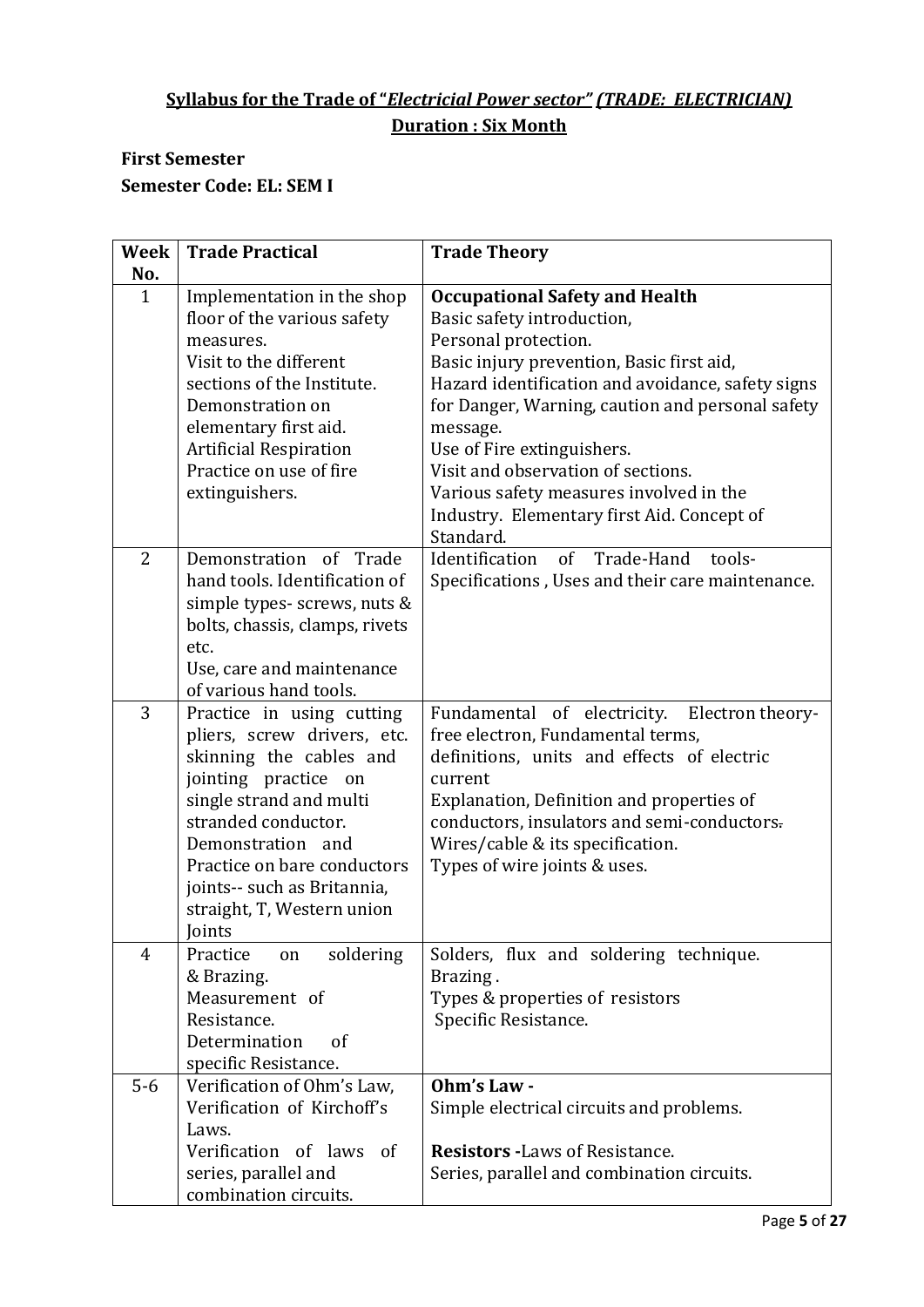**Syllabus for the Trade of "*Electricial Power sector*" *(TRADE: ELECTRICIAN)***

**Duration : Six Month**

**First Semester**

**Semester Code: EL: SEM I**

| Week No. | Trade Practical | Trade Theory |
|---|---|---|
| 1 | Implementation in the shop floor of the various safety measures.<br>Visit to the different sections of the Institute.<br>Demonstration on elementary first aid.<br>Artificial Respiration<br>Practice on use of fire extinguishers. | **Occupational Safety and Health**<br>Basic safety introduction,<br>Personal protection.<br>Basic injury prevention, Basic first aid,<br>Hazard identification and avoidance, safety signs for Danger, Warning, caution and personal safety message.<br>Use of Fire extinguishers.<br>Visit and observation of sections.<br>Various safety measures involved in the Industry. Elementary first Aid. Concept of Standard. |
| 2 | Demonstration of Trade hand tools. Identification of simple types- screws, nuts & bolts, chassis, clamps, rivets etc.<br>Use, care and maintenance of various hand tools. | Identification of Trade-Hand tools- Specifications , Uses and their care maintenance. |
| 3 | Practice in using cutting pliers, screw drivers, etc. skinning the cables and jointing practice on single strand and multi stranded conductor.<br>Demonstration and Practice on bare conductors joints-- such as Britannia, straight, T, Western union Joints | Fundamental of electricity. Electron theory- free electron, Fundamental terms, definitions, units and effects of electric current<br>Explanation, Definition and properties of conductors, insulators and semi-conductors.<br>Wires/cable & its specification.<br>Types of wire joints & uses. |
| 4 | Practice on soldering & Brazing.<br>Measurement of Resistance.<br>Determination of specific Resistance. | Solders, flux and soldering technique.<br>Brazing .<br>Types & properties of resistors<br>Specific Resistance. |
| 5-6 | Verification of Ohm's Law, Verification of Kirchoff's Laws.<br>Verification of laws of series, parallel and combination circuits. | **Ohm's Law -**<br>Simple electrical circuits and problems.<br><br>**Resistors -**Laws of Resistance.<br>Series, parallel and combination circuits. |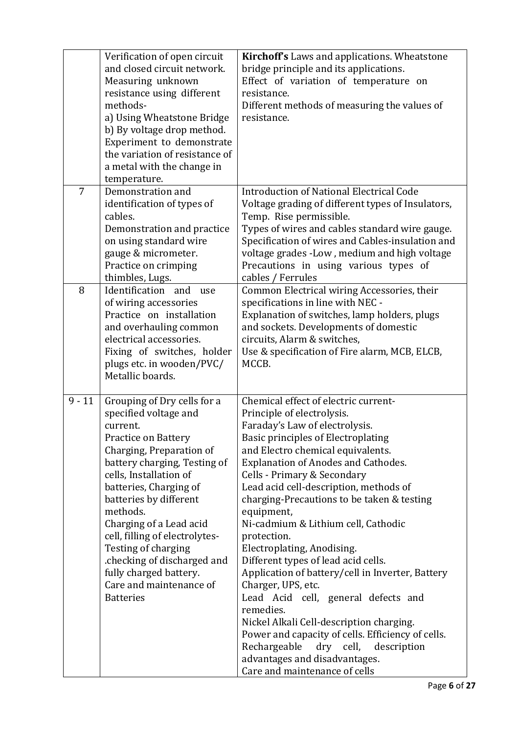| | | |
|---|---|---|
| | Verification of open circuit and closed circuit network.<br>Measuring unknown resistance using different methods-<br>a) Using Wheatstone Bridge<br>b) By voltage drop method.<br>Experiment to demonstrate the variation of resistance of a metal with the change in temperature. | **Kirchoff's** Laws and applications. Wheatstone bridge principle and its applications.<br>Effect of variation of temperature on resistance.<br>Different methods of measuring the values of resistance. |
| 7 | Demonstration and identification of types of cables.<br>Demonstration and practice on using standard wire gauge & micrometer.<br>Practice on crimping thimbles, Lugs. | Introduction of National Electrical Code<br>Voltage grading of different types of Insulators, Temp. Rise permissible.<br>Types of wires and cables standard wire gauge.<br>Specification of wires and Cables-insulation and voltage grades -Low , medium and high voltage<br>Precautions in using various types of cables / Ferrules |
| 8 | Identification and use of wiring accessories<br>Practice on installation and overhauling common electrical accessories.<br>Fixing of switches, holder plugs etc. in wooden/PVC/ Metallic boards. | Common Electrical wiring Accessories, their specifications in line with NEC -<br>Explanation of switches, lamp holders, plugs and sockets. Developments of domestic circuits, Alarm & switches,<br>Use & specification of Fire alarm, MCB, ELCB, MCCB. |
| 9 - 11 | Grouping of Dry cells for a specified voltage and current.<br>Practice on Battery Charging, Preparation of battery charging, Testing of cells, Installation of batteries, Charging of batteries by different methods.<br>Charging of a Lead acid cell, filling of electrolytes-Testing of charging .checking of discharged and fully charged battery.<br>Care and maintenance of Batteries | Chemical effect of electric current-<br>Principle of electrolysis.<br>Faraday's Law of electrolysis.<br>Basic principles of Electroplating and Electro chemical equivalents.<br>Explanation of Anodes and Cathodes.<br>Cells - Primary & Secondary<br>Lead acid cell-description, methods of charging-Precautions to be taken & testing equipment,<br>Ni-cadmium & Lithium cell, Cathodic protection.<br>Electroplating, Anodising.<br>Different types of lead acid cells.<br>Application of battery/cell in Inverter, Battery Charger, UPS, etc.<br>Lead Acid cell, general defects and remedies.<br>Nickel Alkali Cell-description charging.<br>Power and capacity of cells. Efficiency of cells.<br>Rechargeable dry cell, description advantages and disadvantages.<br>Care and maintenance of cells |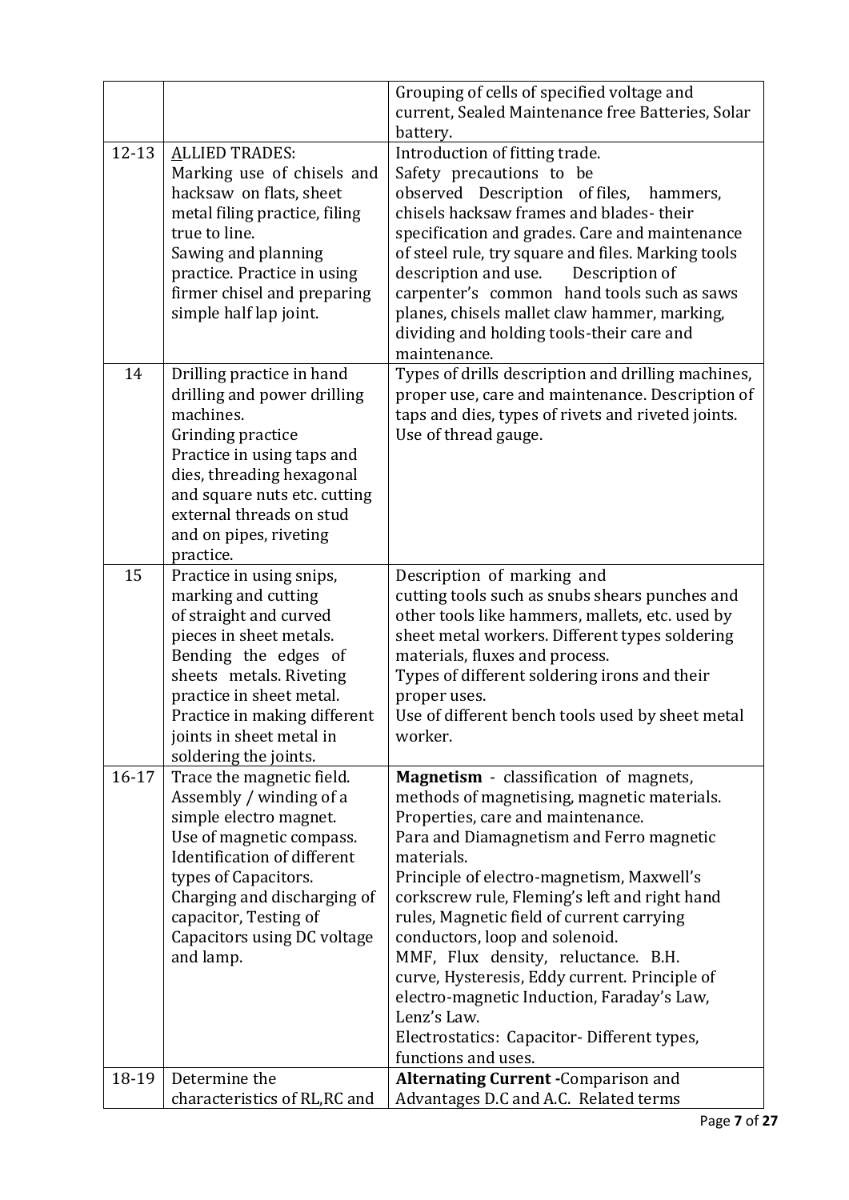| | | |
|---|---|---|
| | | Grouping of cells of specified voltage and current, Sealed Maintenance free Batteries, Solar battery. |
| 12-13 | ALLIED TRADES:<br>Marking use of chisels and hacksaw on flats, sheet metal filing practice, filing true to line.<br>Sawing and planning practice. Practice in using firmer chisel and preparing simple half lap joint. | Introduction of fitting trade.<br>Safety precautions to be observed Description of files, hammers, chisels hacksaw frames and blades- their specification and grades. Care and maintenance of steel rule, try square and files. Marking tools description and use. Description of carpenter's common hand tools such as saws planes, chisels mallet claw hammer, marking, dividing and holding tools-their care and maintenance. |
| 14 | Drilling practice in hand drilling and power drilling machines.<br>Grinding practice<br>Practice in using taps and dies, threading hexagonal and square nuts etc. cutting external threads on stud and on pipes, riveting practice. | Types of drills description and drilling machines, proper use, care and maintenance. Description of taps and dies, types of rivets and riveted joints. Use of thread gauge. |
| 15 | Practice in using snips, marking and cutting of straight and curved pieces in sheet metals. Bending the edges of sheets metals. Riveting practice in sheet metal. Practice in making different joints in sheet metal in soldering the joints. | Description of marking and cutting tools such as snubs shears punches and other tools like hammers, mallets, etc. used by sheet metal workers. Different types soldering materials, fluxes and process.<br>Types of different soldering irons and their proper uses.<br>Use of different bench tools used by sheet metal worker. |
| 16-17 | Trace the magnetic field.<br>Assembly / winding of a simple electro magnet.<br>Use of magnetic compass.<br>Identification of different types of Capacitors.<br>Charging and discharging of capacitor, Testing of Capacitors using DC voltage and lamp. | **Magnetism** - classification of magnets, methods of magnetising, magnetic materials. Properties, care and maintenance.<br>Para and Diamagnetism and Ferro magnetic materials.<br>Principle of electro-magnetism, Maxwell's corkscrew rule, Fleming's left and right hand rules, Magnetic field of current carrying conductors, loop and solenoid.<br>MMF, Flux density, reluctance. B.H. curve, Hysteresis, Eddy current. Principle of electro-magnetic Induction, Faraday's Law, Lenz's Law.<br>Electrostatics: Capacitor- Different types, functions and uses. |
| 18-19 | Determine the characteristics of RL,RC and | **Alternating Current** -Comparison and Advantages D.C and A.C. Related terms |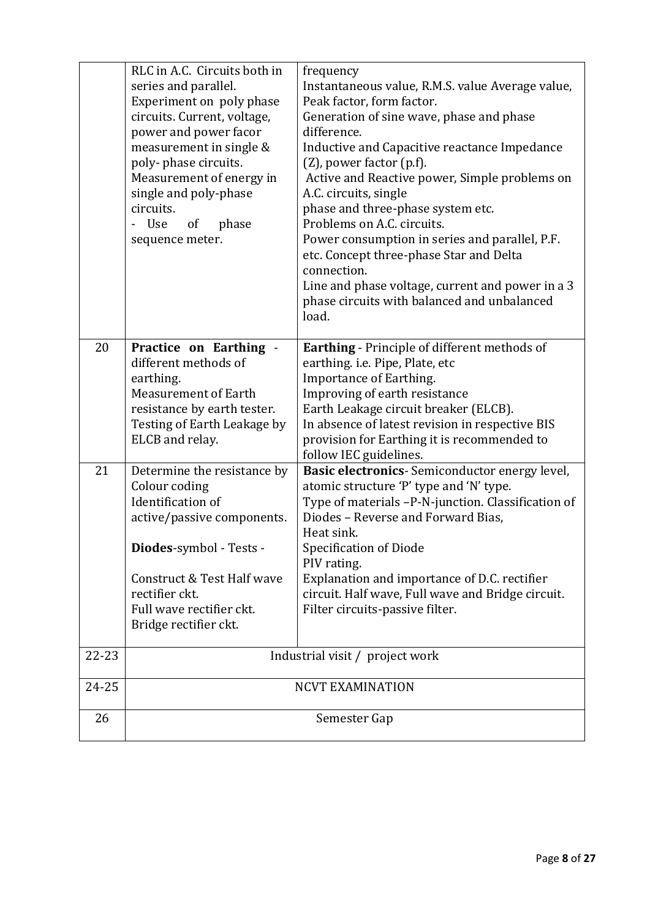| | | |
|---|---|---|
| | RLC in A.C. Circuits both in series and parallel.<br>Experiment on poly phase circuits. Current, voltage, power and power facor measurement in single & poly- phase circuits.<br>Measurement of energy in single and poly-phase circuits.<br>- Use of phase sequence meter. | frequency<br>Instantaneous value, R.M.S. value Average value, Peak factor, form factor.<br>Generation of sine wave, phase and phase difference.<br>Inductive and Capacitive reactance Impedance (Z), power factor (p.f).<br>Active and Reactive power, Simple problems on A.C. circuits, single phase and three-phase system etc.<br>Problems on A.C. circuits.<br>Power consumption in series and parallel, P.F. etc. Concept three-phase Star and Delta connection.<br>Line and phase voltage, current and power in a 3 phase circuits with balanced and unbalanced load. |
| 20 | **Practice on Earthing** - different methods of earthing.<br>Measurement of Earth resistance by earth tester.<br>Testing of Earth Leakage by ELCB and relay. | **Earthing** - Principle of different methods of earthing. i.e. Pipe, Plate, etc<br>Importance of Earthing.<br>Improving of earth resistance<br>Earth Leakage circuit breaker (ELCB).<br>In absence of latest revision in respective BIS provision for Earthing it is recommended to follow IEC guidelines. |
| 21 | Determine the resistance by Colour coding<br>Identification of active/passive components.<br><br>**Diodes**-symbol - Tests -<br><br>Construct & Test Half wave rectifier ckt.<br>Full wave rectifier ckt.<br>Bridge rectifier ckt. | **Basic electronics**- Semiconductor energy level, atomic structure 'P' type and 'N' type.<br>Type of materials –P-N-junction. Classification of Diodes – Reverse and Forward Bias,<br>Heat sink.<br>Specification of Diode<br>PIV rating.<br>Explanation and importance of D.C. rectifier circuit. Half wave, Full wave and Bridge circuit.<br>Filter circuits-passive filter. |
| 22-23 | Industrial visit / project work | |
| 24-25 | NCVT EXAMINATION | |
| 26 | Semester Gap | |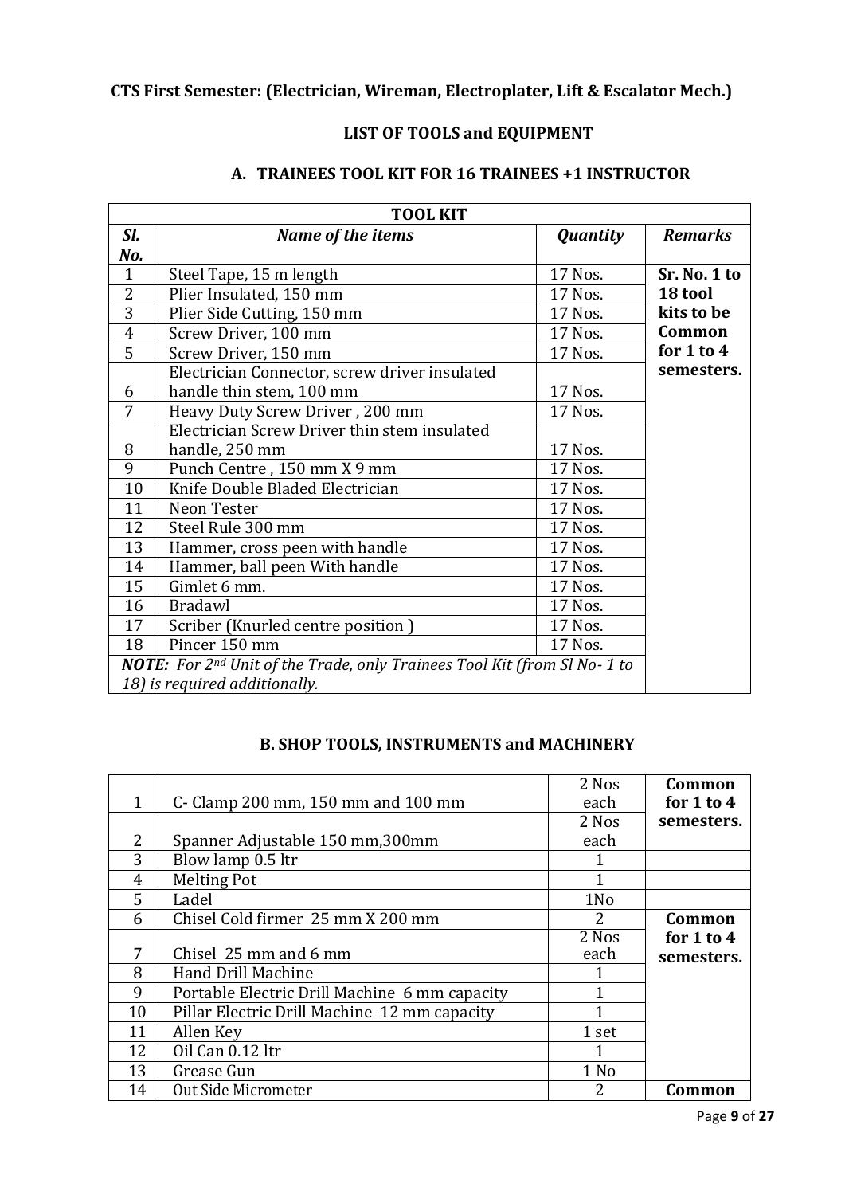**CTS First Semester: (Electrician, Wireman, Electroplater, Lift & Escalator Mech.)**

## LIST OF TOOLS and EQUIPMENT

### A. TRAINEES TOOL KIT FOR 16 TRAINEES +1 INSTRUCTOR

| TOOL KIT | | | |
|---|---|---|---|
| ***Sl. No.*** | ***Name of the items*** | ***Quantity*** | ***Remarks*** |
| 1 | Steel Tape, 15 m length | 17 Nos. | **Sr. No. 1 to 18 tool kits to be Common for 1 to 4 semesters.** |
| 2 | Plier Insulated, 150 mm | 17 Nos. | |
| 3 | Plier Side Cutting, 150 mm | 17 Nos. | |
| 4 | Screw Driver, 100 mm | 17 Nos. | |
| 5 | Screw Driver, 150 mm | 17 Nos. | |
| 6 | Electrician Connector, screw driver insulated handle thin stem, 100 mm | 17 Nos. | |
| 7 | Heavy Duty Screw Driver , 200 mm | 17 Nos. | |
| 8 | Electrician Screw Driver thin stem insulated handle, 250 mm | 17 Nos. | |
| 9 | Punch Centre , 150 mm X 9 mm | 17 Nos. | |
| 10 | Knife Double Bladed Electrician | 17 Nos. | |
| 11 | Neon Tester | 17 Nos. | |
| 12 | Steel Rule 300 mm | 17 Nos. | |
| 13 | Hammer, cross peen with handle | 17 Nos. | |
| 14 | Hammer, ball peen With handle | 17 Nos. | |
| 15 | Gimlet 6 mm. | 17 Nos. | |
| 16 | Bradawl | 17 Nos. | |
| 17 | Scriber (Knurled centre position ) | 17 Nos. | |
| 18 | Pincer 150 mm | 17 Nos. | |
| ***NOTE:*** *For 2nd Unit of the Trade, only Trainees Tool Kit (from Sl No- 1 to 18) is required additionally.* | | | |

### B. SHOP TOOLS, INSTRUMENTS and MACHINERY

| | | | |
|---|---|---|---|
| 1 | C- Clamp 200 mm, 150 mm and 100 mm | 2 Nos each | **Common for 1 to 4 semesters.** |
| 2 | Spanner Adjustable 150 mm,300mm | 2 Nos each | |
| 3 | Blow lamp 0.5 ltr | 1 | |
| 4 | Melting Pot | 1 | |
| 5 | Ladel | 1No | |
| 6 | Chisel Cold firmer 25 mm X 200 mm | 2 | **Common for 1 to 4 semesters.** |
| 7 | Chisel 25 mm and 6 mm | 2 Nos each | |
| 8 | Hand Drill Machine | 1 | |
| 9 | Portable Electric Drill Machine 6 mm capacity | 1 | |
| 10 | Pillar Electric Drill Machine 12 mm capacity | 1 | |
| 11 | Allen Key | 1 set | |
| 12 | Oil Can 0.12 ltr | 1 | |
| 13 | Grease Gun | 1 No | |
| 14 | Out Side Micrometer | 2 | **Common** |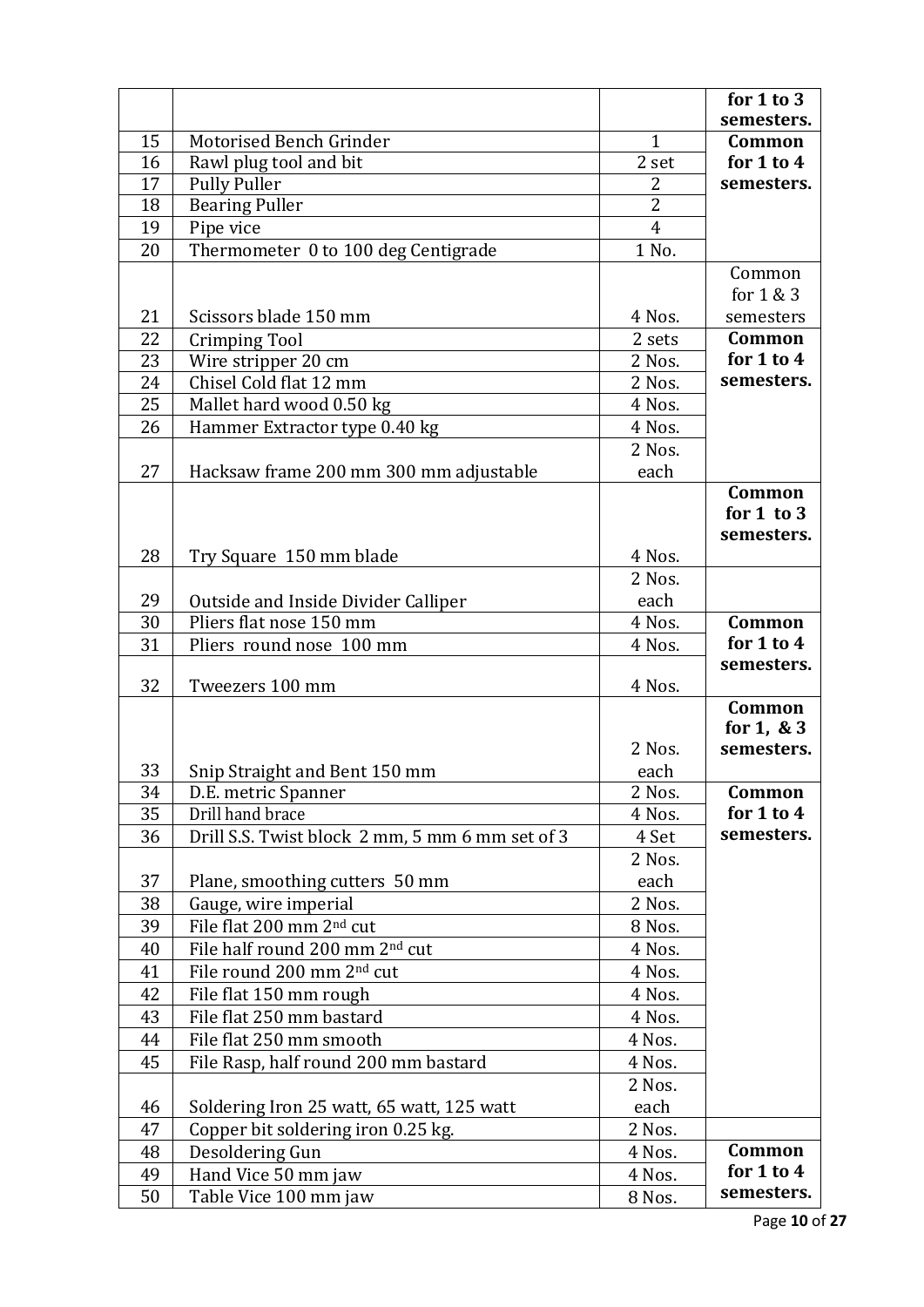| | | | for 1 to 3 semesters. |
|---|---|---|---|
| 15 | Motorised Bench Grinder | 1 | **Common for 1 to 4 semesters.** |
| 16 | Rawl plug tool and bit | 2 set | |
| 17 | Pully Puller | 2 | |
| 18 | Bearing Puller | 2 | |
| 19 | Pipe vice | 4 | |
| 20 | Thermometer 0 to 100 deg Centigrade | 1 No. | |
| 21 | Scissors blade 150 mm | 4 Nos. | Common for 1 & 3 semesters |
| 22 | Crimping Tool | 2 sets | **Common for 1 to 4 semesters.** |
| 23 | Wire stripper 20 cm | 2 Nos. | |
| 24 | Chisel Cold flat 12 mm | 2 Nos. | |
| 25 | Mallet hard wood 0.50 kg | 4 Nos. | |
| 26 | Hammer Extractor type 0.40 kg | 4 Nos. | |
| 27 | Hacksaw frame 200 mm 300 mm adjustable | 2 Nos. each | |
| 28 | Try Square 150 mm blade | 4 Nos. | **Common for 1 to 3 semesters.** |
| 29 | Outside and Inside Divider Calliper | 2 Nos. each | |
| 30 | Pliers flat nose 150 mm | 4 Nos. | **Common for 1 to 4 semesters.** |
| 31 | Pliers round nose 100 mm | 4 Nos. | |
| 32 | Tweezers 100 mm | 4 Nos. | |
| 33 | Snip Straight and Bent 150 mm | 2 Nos. each | **Common for 1, & 3 semesters.** |
| 34 | D.E. metric Spanner | 2 Nos. | **Common for 1 to 4 semesters.** |
| 35 | Drill hand brace | 4 Nos. | |
| 36 | Drill S.S. Twist block 2 mm, 5 mm 6 mm set of 3 | 4 Set | |
| 37 | Plane, smoothing cutters 50 mm | 2 Nos. each | |
| 38 | Gauge, wire imperial | 2 Nos. | |
| 39 | File flat 200 mm 2nd cut | 8 Nos. | |
| 40 | File half round 200 mm 2nd cut | 4 Nos. | |
| 41 | File round 200 mm 2nd cut | 4 Nos. | |
| 42 | File flat 150 mm rough | 4 Nos. | |
| 43 | File flat 250 mm bastard | 4 Nos. | |
| 44 | File flat 250 mm smooth | 4 Nos. | |
| 45 | File Rasp, half round 200 mm bastard | 4 Nos. | |
| 46 | Soldering Iron 25 watt, 65 watt, 125 watt | 2 Nos. each | |
| 47 | Copper bit soldering iron 0.25 kg. | 2 Nos. | |
| 48 | Desoldering Gun | 4 Nos. | **Common for 1 to 4 semesters.** |
| 49 | Hand Vice 50 mm jaw | 4 Nos. | |
| 50 | Table Vice 100 mm jaw | 8 Nos. | |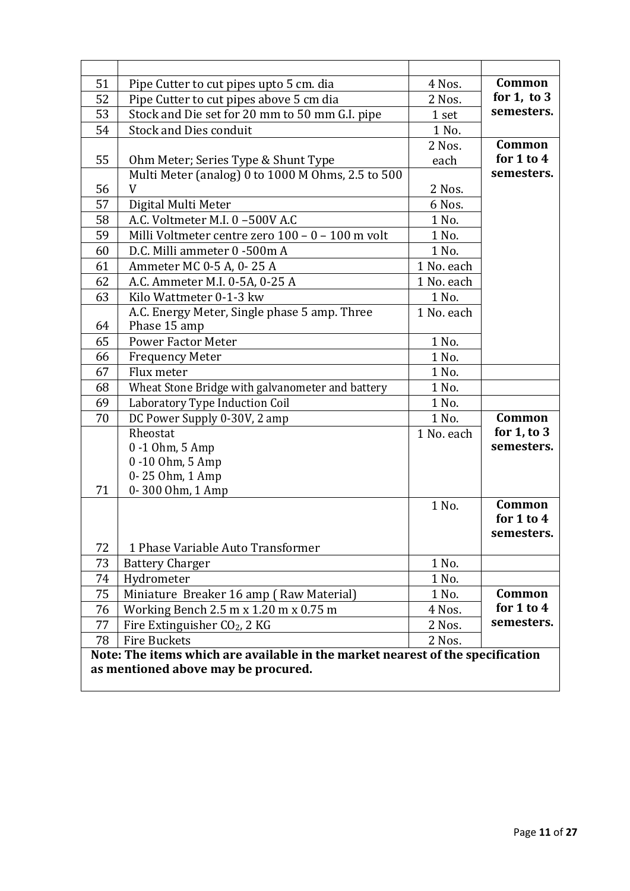| | | | |
|---|---|---|---|
| 51 | Pipe Cutter to cut pipes upto 5 cm. dia | 4 Nos. | **Common for 1, to 3 semesters.** |
| 52 | Pipe Cutter to cut pipes above 5 cm dia | 2 Nos. | |
| 53 | Stock and Die set for 20 mm to 50 mm G.I. pipe | 1 set | |
| 54 | Stock and Dies conduit | 1 No. | |
| 55 | Ohm Meter; Series Type & Shunt Type | 2 Nos. each | **Common for 1 to 4 semesters.** |
| 56 | Multi Meter (analog) 0 to 1000 M Ohms, 2.5 to 500 V | 2 Nos. | |
| 57 | Digital Multi Meter | 6 Nos. | |
| 58 | A.C. Voltmeter M.I. 0 –500V A.C | 1 No. | |
| 59 | Milli Voltmeter centre zero 100 – 0 – 100 m volt | 1 No. | |
| 60 | D.C. Milli ammeter 0 -500m A | 1 No. | |
| 61 | Ammeter MC 0-5 A, 0- 25 A | 1 No. each | |
| 62 | A.C. Ammeter M.I. 0-5A, 0-25 A | 1 No. each | |
| 63 | Kilo Wattmeter 0-1-3 kw | 1 No. | |
| 64 | A.C. Energy Meter, Single phase 5 amp. Three Phase 15 amp | 1 No. each | |
| 65 | Power Factor Meter | 1 No. | |
| 66 | Frequency Meter | 1 No. | |
| 67 | Flux meter | 1 No. | |
| 68 | Wheat Stone Bridge with galvanometer and battery | 1 No. | |
| 69 | Laboratory Type Induction Coil | 1 No. | |
| 70 | DC Power Supply 0-30V, 2 amp | 1 No. | **Common for 1, to 3 semesters.** |
| 71 | Rheostat<br>0 -1 Ohm, 5 Amp<br>0 -10 Ohm, 5 Amp<br>0- 25 Ohm, 1 Amp<br>0- 300 Ohm, 1 Amp | 1 No. each | |
| 72 | 1 Phase Variable Auto Transformer | 1 No. | **Common for 1 to 4 semesters.** |
| 73 | Battery Charger | 1 No. | |
| 74 | Hydrometer | 1 No. | |
| 75 | Miniature Breaker 16 amp ( Raw Material) | 1 No. | **Common for 1 to 4 semesters.** |
| 76 | Working Bench 2.5 m x 1.20 m x 0.75 m | 4 Nos. | |
| 77 | Fire Extinguisher $CO_2$, 2 KG | 2 Nos. | |
| 78 | Fire Buckets | 2 Nos. | |

**Note: The items which are available in the market nearest of the specification as mentioned above may be procured.**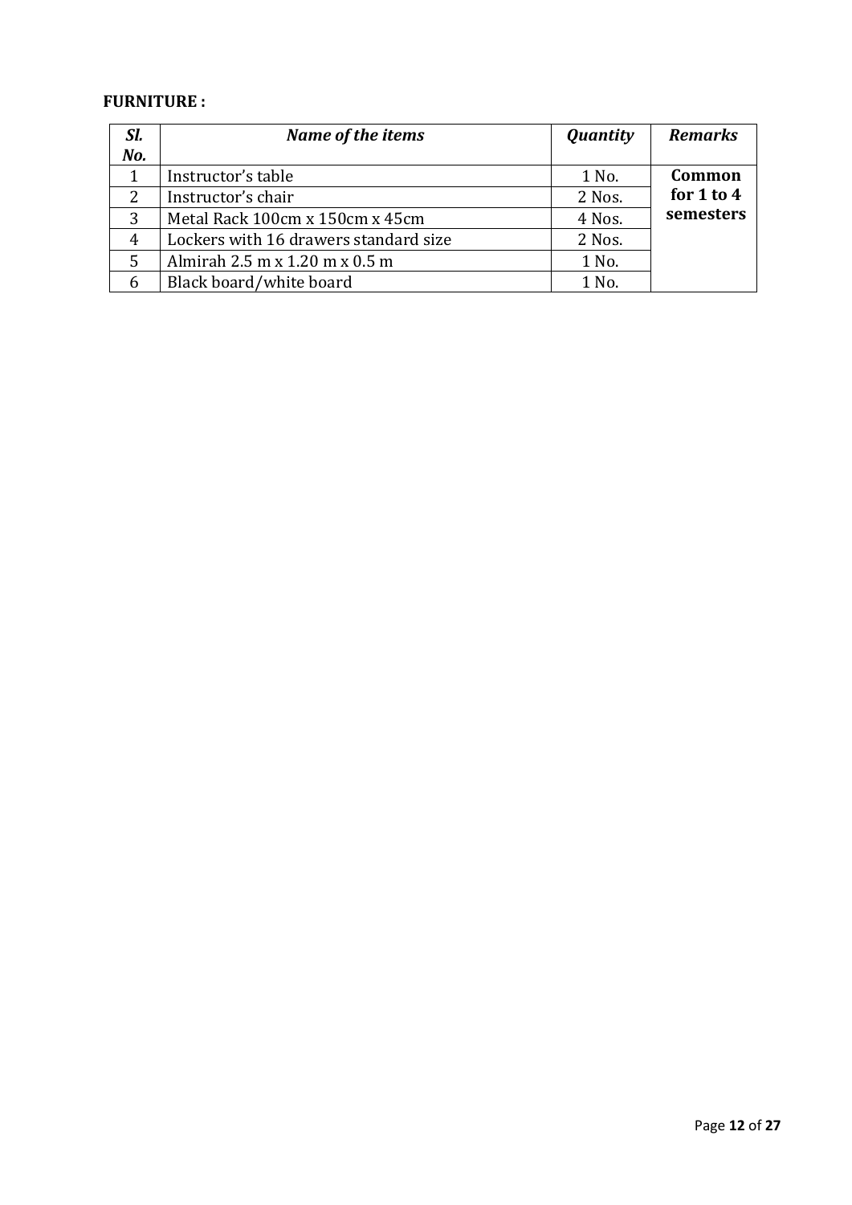**FURNITURE :**

| *Sl. No.* | *Name of the items* | *Quantity* | *Remarks* |
|---|---|---|---|
| 1 | Instructor's table | 1 No. | **Common for 1 to 4 semesters** |
| 2 | Instructor's chair | 2 Nos. | |
| 3 | Metal Rack 100cm x 150cm x 45cm | 4 Nos. | |
| 4 | Lockers with 16 drawers standard size | 2 Nos. | |
| 5 | Almirah 2.5 m x 1.20 m x 0.5 m | 1 No. | |
| 6 | Black board/white board | 1 No. | |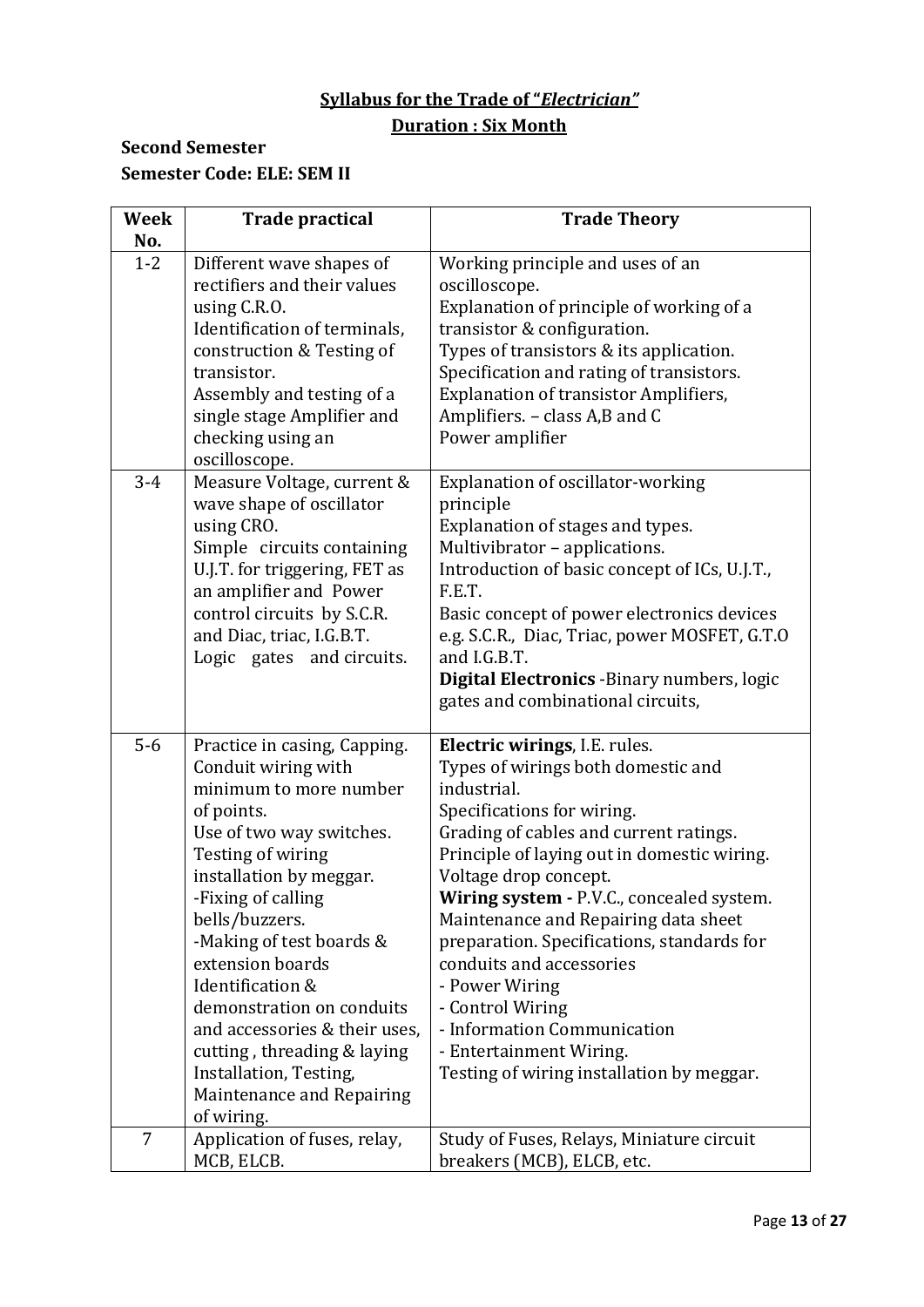## Syllabus for the Trade of "*Electrician*"

## Duration : Six Month

### Second Semester

### Semester Code: ELE: SEM II

| Week No. | Trade practical | Trade Theory |
|---|---|---|
| 1-2 | Different wave shapes of rectifiers and their values using C.R.O.<br>Identification of terminals, construction & Testing of transistor.<br>Assembly and testing of a single stage Amplifier and checking using an oscilloscope. | Working principle and uses of an oscilloscope.<br>Explanation of principle of working of a transistor & configuration.<br>Types of transistors & its application.<br>Specification and rating of transistors.<br>Explanation of transistor Amplifiers, Amplifiers. – class A,B and C<br>Power amplifier |
| 3-4 | Measure Voltage, current & wave shape of oscillator using CRO.<br>Simple circuits containing U.J.T. for triggering, FET as an amplifier and Power control circuits by S.C.R. and Diac, triac, I.G.B.T.<br>Logic gates and circuits. | Explanation of oscillator-working principle<br>Explanation of stages and types.<br>Multivibrator – applications.<br>Introduction of basic concept of ICs, U.J.T., F.E.T.<br>Basic concept of power electronics devices e.g. S.C.R., Diac, Triac, power MOSFET, G.T.O and I.G.B.T.<br>**Digital Electronics** -Binary numbers, logic gates and combinational circuits, |
| 5-6 | Practice in casing, Capping.<br>Conduit wiring with minimum to more number of points.<br>Use of two way switches.<br>Testing of wiring installation by meggar.<br>-Fixing of calling bells/buzzers.<br>-Making of test boards & extension boards<br>Identification & demonstration on conduits and accessories & their uses, cutting , threading & laying Installation, Testing, Maintenance and Repairing of wiring. | **Electric wirings**, I.E. rules.<br>Types of wirings both domestic and industrial.<br>Specifications for wiring.<br>Grading of cables and current ratings.<br>Principle of laying out in domestic wiring.<br>Voltage drop concept.<br>**Wiring system -** P.V.C., concealed system.<br>Maintenance and Repairing data sheet preparation. Specifications, standards for conduits and accessories<br>- Power Wiring<br>- Control Wiring<br>- Information Communication<br>- Entertainment Wiring.<br>Testing of wiring installation by meggar. |
| 7 | Application of fuses, relay, MCB, ELCB. | Study of Fuses, Relays, Miniature circuit breakers (MCB), ELCB, etc. |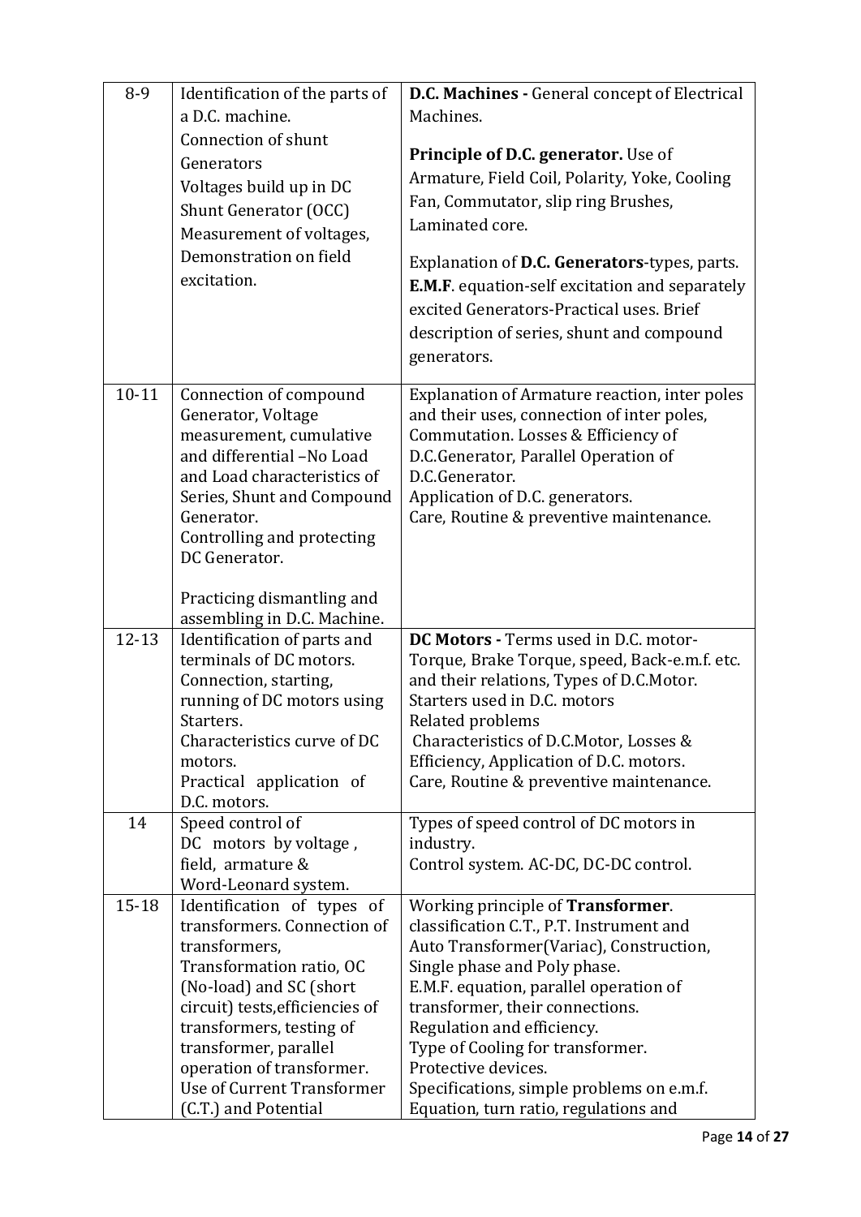| | | |
|---|---|---|
| 8-9 | Identification of the parts of a D.C. machine.<br>Connection of shunt Generators<br>Voltages build up in DC Shunt Generator (OCC)<br>Measurement of voltages, Demonstration on field excitation. | **D.C. Machines -** General concept of Electrical Machines.<br><br>**Principle of D.C. generator.** Use of Armature, Field Coil, Polarity, Yoke, Cooling Fan, Commutator, slip ring Brushes, Laminated core.<br><br>Explanation of **D.C. Generators**-types, parts. **E.M.F**. equation-self excitation and separately excited Generators-Practical uses. Brief description of series, shunt and compound generators. |
| 10-11 | Connection of compound Generator, Voltage measurement, cumulative and differential –No Load and Load characteristics of Series, Shunt and Compound Generator.<br>Controlling and protecting DC Generator.<br><br>Practicing dismantling and assembling in D.C. Machine. | Explanation of Armature reaction, inter poles and their uses, connection of inter poles, Commutation. Losses & Efficiency of D.C.Generator, Parallel Operation of D.C.Generator.<br>Application of D.C. generators.<br>Care, Routine & preventive maintenance. |
| 12-13 | Identification of parts and terminals of DC motors.<br>Connection, starting, running of DC motors using Starters.<br>Characteristics curve of DC motors.<br>Practical application of D.C. motors. | **DC Motors -** Terms used in D.C. motor-Torque, Brake Torque, speed, Back-e.m.f. etc. and their relations, Types of D.C.Motor.<br>Starters used in D.C. motors<br>Related problems<br>Characteristics of D.C.Motor, Losses & Efficiency, Application of D.C. motors.<br>Care, Routine & preventive maintenance. |
| 14 | Speed control of DC motors by voltage , field, armature & Word-Leonard system. | Types of speed control of DC motors in industry.<br>Control system. AC-DC, DC-DC control. |
| 15-18 | Identification of types of transformers. Connection of transformers, Transformation ratio, OC (No-load) and SC (short circuit) tests,efficiencies of transformers, testing of transformer, parallel operation of transformer.<br>Use of Current Transformer (C.T.) and Potential | Working principle of **Transformer**.<br>classification C.T., P.T. Instrument and Auto Transformer(Variac), Construction, Single phase and Poly phase.<br>E.M.F. equation, parallel operation of transformer, their connections.<br>Regulation and efficiency.<br>Type of Cooling for transformer.<br>Protective devices.<br>Specifications, simple problems on e.m.f. Equation, turn ratio, regulations and |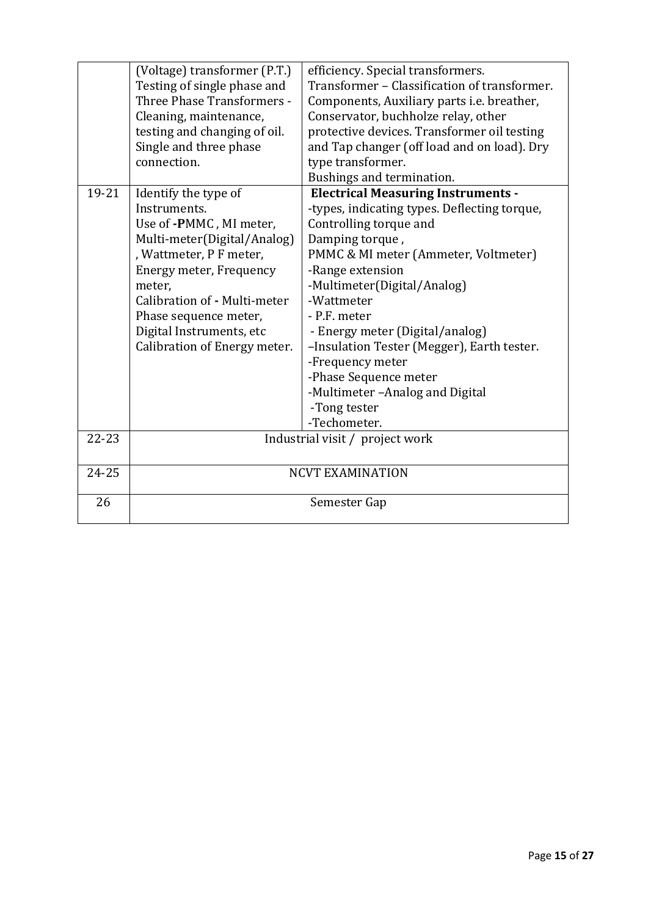| | | |
|---|---|---|
| | (Voltage) transformer (P.T.) Testing of single phase and Three Phase Transformers - Cleaning, maintenance, testing and changing of oil. Single and three phase connection. | efficiency. Special transformers. Transformer – Classification of transformer. Components, Auxiliary parts i.e. breather, Conservator, buchholze relay, other protective devices. Transformer oil testing and Tap changer (off load and on load). Dry type transformer. Bushings and termination. |
| 19-21 | Identify the type of Instruments. Use of -**P**MMC , MI meter, Multi-meter(Digital/Analog) , Wattmeter, P F meter, Energy meter, Frequency meter, Calibration of **-** Multi-meter Phase sequence meter, Digital Instruments, etc Calibration of Energy meter. | **Electrical Measuring Instruments -** -types, indicating types. Deflecting torque, Controlling torque and Damping torque , PMMC & MI meter (Ammeter, Voltmeter) -Range extension -Multimeter(Digital/Analog) -Wattmeter - P.F. meter - Energy meter (Digital/analog) –Insulation Tester (Megger), Earth tester. -Frequency meter -Phase Sequence meter -Multimeter –Analog and Digital -Tong tester -Techometer. |
| 22-23 | Industrial visit / project work | |
| 24-25 | NCVT EXAMINATION | |
| 26 | Semester Gap | |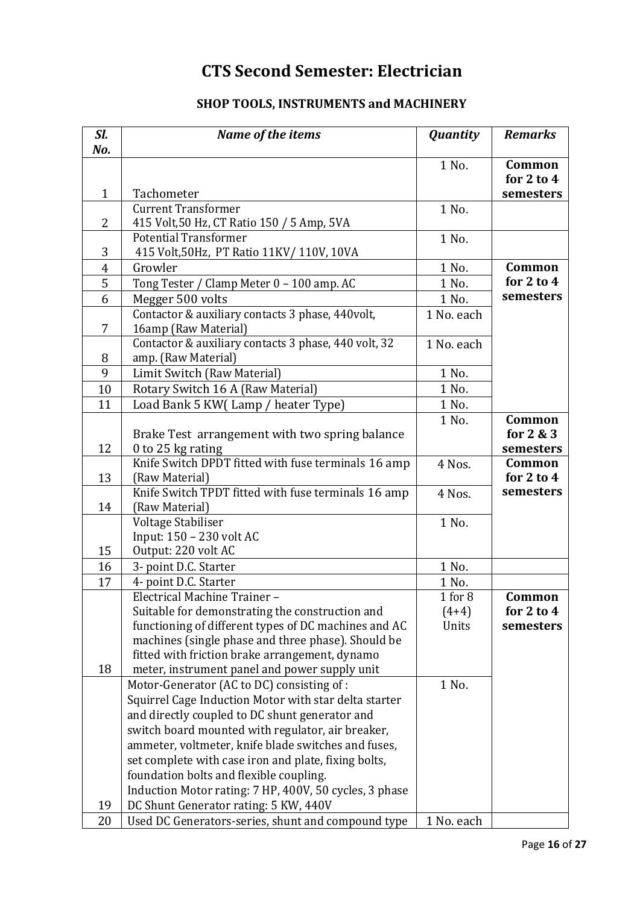# CTS Second Semester: Electrician

## SHOP TOOLS, INSTRUMENTS and MACHINERY

| *Sl. No.* | *Name of the items* | *Quantity* | *Remarks* |
|---|---|---|---|
| 1 | Tachometer | 1 No. | **Common for 2 to 4 semesters** |
| 2 | Current Transformer 415 Volt,50 Hz, CT Ratio 150 / 5 Amp, 5VA | 1 No. | |
| 3 | Potential Transformer 415 Volt,50Hz, PT Ratio 11KV/ 110V, 10VA | 1 No. | |
| 4 | Growler | 1 No. | **Common for 2 to 4 semesters** |
| 5 | Tong Tester / Clamp Meter 0 – 100 amp. AC | 1 No. | |
| 6 | Megger 500 volts | 1 No. | |
| 7 | Contactor & auxiliary contacts 3 phase, 440volt, 16amp (Raw Material) | 1 No. each | |
| 8 | Contactor & auxiliary contacts 3 phase, 440 volt, 32 amp. (Raw Material) | 1 No. each | |
| 9 | Limit Switch (Raw Material) | 1 No. | |
| 10 | Rotary Switch 16 A (Raw Material) | 1 No. | |
| 11 | Load Bank 5 KW( Lamp / heater Type) | 1 No. | |
| 12 | Brake Test arrangement with two spring balance 0 to 25 kg rating | 1 No. | **Common for 2 & 3 semesters** |
| 13 | Knife Switch DPDT fitted with fuse terminals 16 amp (Raw Material) | 4 Nos. | **Common for 2 to 4 semesters** |
| 14 | Knife Switch TPDT fitted with fuse terminals 16 amp (Raw Material) | 4 Nos. | |
| 15 | Voltage Stabiliser<br>Input: 150 – 230 volt AC<br>Output: 220 volt AC | 1 No. | |
| 16 | 3- point D.C. Starter | 1 No. | |
| 17 | 4- point D.C. Starter | 1 No. | |
| 18 | Electrical Machine Trainer – Suitable for demonstrating the construction and functioning of different types of DC machines and AC machines (single phase and three phase). Should be fitted with friction brake arrangement, dynamo meter, instrument panel and power supply unit | 1 for 8 (4+4) Units | **Common for 2 to 4 semesters** |
| 19 | Motor-Generator (AC to DC) consisting of :<br>Squirrel Cage Induction Motor with star delta starter and directly coupled to DC shunt generator and switch board mounted with regulator, air breaker, ammeter, voltmeter, knife blade switches and fuses, set complete with case iron and plate, fixing bolts, foundation bolts and flexible coupling.<br>Induction Motor rating: 7 HP, 400V, 50 cycles, 3 phase<br>DC Shunt Generator rating: 5 KW, 440V | 1 No. | |
| 20 | Used DC Generators-series, shunt and compound type | 1 No. each | |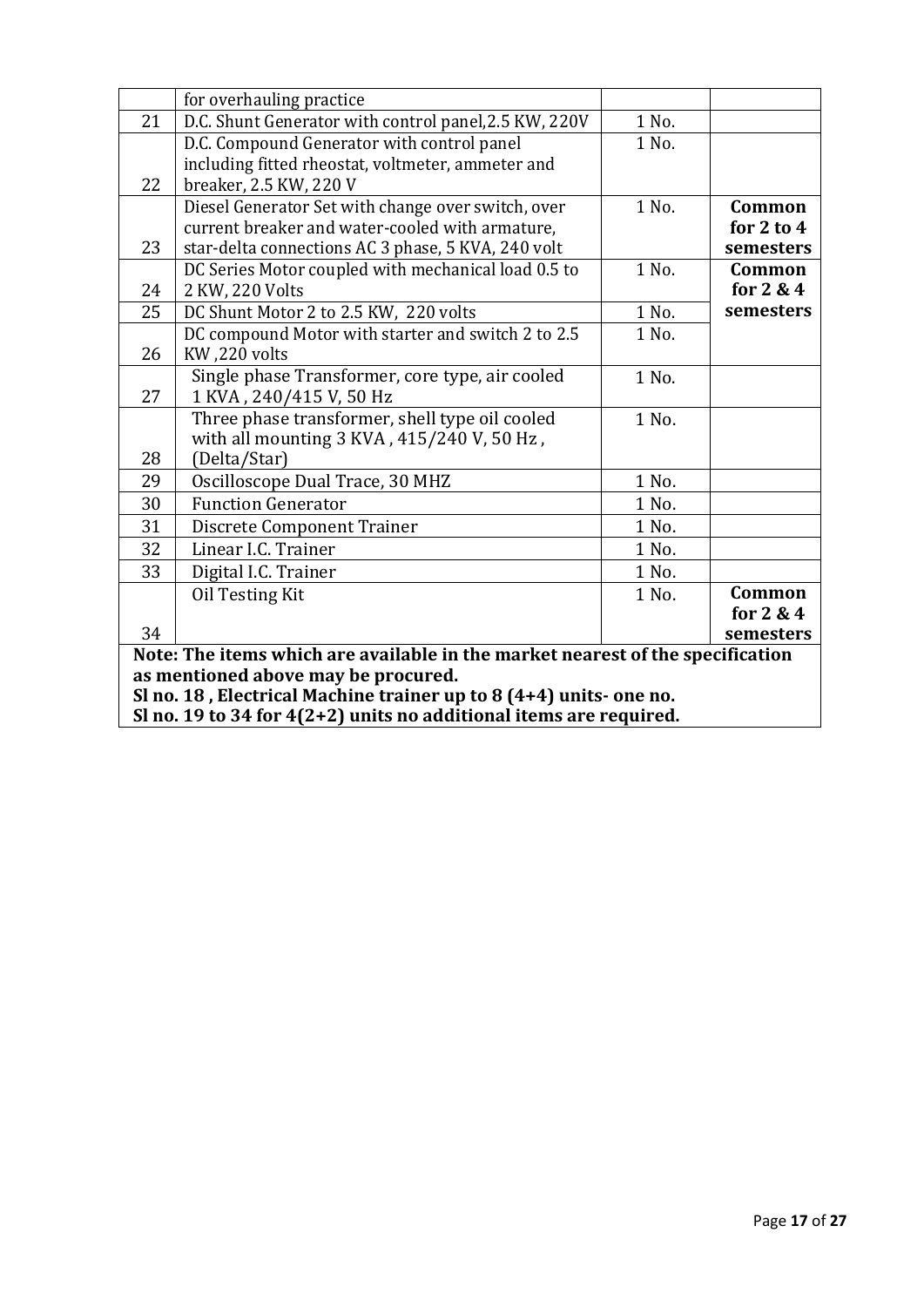| | | | |
|---|---|---|---|
| | for overhauling practice | | |
| 21 | D.C. Shunt Generator with control panel,2.5 KW, 220V | 1 No. | |
| 22 | D.C. Compound Generator with control panel including fitted rheostat, voltmeter, ammeter and breaker, 2.5 KW, 220 V | 1 No. | |
| 23 | Diesel Generator Set with change over switch, over current breaker and water-cooled with armature, star-delta connections AC 3 phase, 5 KVA, 240 volt | 1 No. | **Common for 2 to 4 semesters** |
| 24 | DC Series Motor coupled with mechanical load 0.5 to 2 KW, 220 Volts | 1 No. | **Common for 2 & 4 semesters** |
| 25 | DC Shunt Motor 2 to 2.5 KW, 220 volts | 1 No. | |
| 26 | DC compound Motor with starter and switch 2 to 2.5 KW ,220 volts | 1 No. | |
| 27 | Single phase Transformer, core type, air cooled 1 KVA , 240/415 V, 50 Hz | 1 No. | |
| 28 | Three phase transformer, shell type oil cooled with all mounting 3 KVA , 415/240 V, 50 Hz , (Delta/Star) | 1 No. | |
| 29 | Oscilloscope Dual Trace, 30 MHZ | 1 No. | |
| 30 | Function Generator | 1 No. | |
| 31 | Discrete Component Trainer | 1 No. | |
| 32 | Linear I.C. Trainer | 1 No. | |
| 33 | Digital I.C. Trainer | 1 No. | |
| 34 | Oil Testing Kit | 1 No. | **Common for 2 & 4 semesters** |

**Note: The items which are available in the market nearest of the specification as mentioned above may be procured.**
**Sl no. 18 , Electrical Machine trainer up to 8 (4+4) units- one no.**
**Sl no. 19 to 34 for 4(2+2) units no additional items are required.**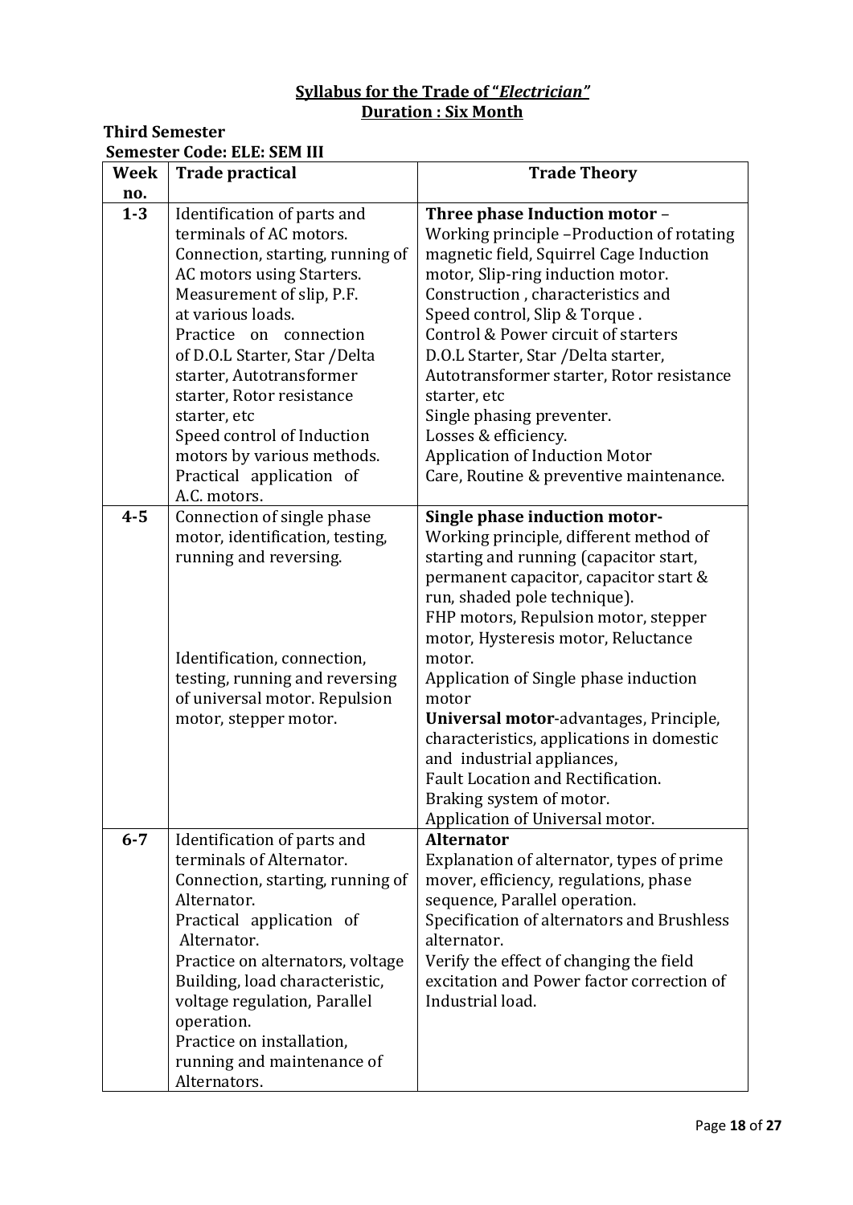## Syllabus for the Trade of "*Electrician*"

### Duration : Six Month

**Third Semester**

**Semester Code: ELE: SEM III**

| Week no. | Trade practical | Trade Theory |
|---|---|---|
| **1-3** | Identification of parts and terminals of AC motors.<br>Connection, starting, running of AC motors using Starters.<br>Measurement of slip, P.F. at various loads.<br>Practice on connection of D.O.L Starter, Star /Delta starter, Autotransformer starter, Rotor resistance starter, etc<br>Speed control of Induction motors by various methods.<br>Practical application of A.C. motors. | **Three phase Induction motor** –<br>Working principle –Production of rotating magnetic field, Squirrel Cage Induction motor, Slip-ring induction motor.<br>Construction , characteristics and Speed control, Slip & Torque .<br>Control & Power circuit of starters D.O.L Starter, Star /Delta starter, Autotransformer starter, Rotor resistance starter, etc<br>Single phasing preventer.<br>Losses & efficiency.<br>Application of Induction Motor<br>Care, Routine & preventive maintenance. |
| **4-5** | Connection of single phase motor, identification, testing, running and reversing.<br><br>Identification, connection, testing, running and reversing of universal motor. Repulsion motor, stepper motor. | **Single phase induction motor-**<br>Working principle, different method of starting and running (capacitor start, permanent capacitor, capacitor start & run, shaded pole technique).<br>FHP motors, Repulsion motor, stepper motor, Hysteresis motor, Reluctance motor.<br>Application of Single phase induction motor<br>**Universal motor**-advantages, Principle, characteristics, applications in domestic and industrial appliances,<br>Fault Location and Rectification.<br>Braking system of motor.<br>Application of Universal motor. |
| **6-7** | Identification of parts and terminals of Alternator.<br>Connection, starting, running of Alternator.<br>Practical application of Alternator.<br>Practice on alternators, voltage Building, load characteristic, voltage regulation, Parallel operation.<br>Practice on installation, running and maintenance of Alternators. | **Alternator**<br>Explanation of alternator, types of prime mover, efficiency, regulations, phase sequence, Parallel operation.<br>Specification of alternators and Brushless alternator.<br>Verify the effect of changing the field excitation and Power factor correction of Industrial load. |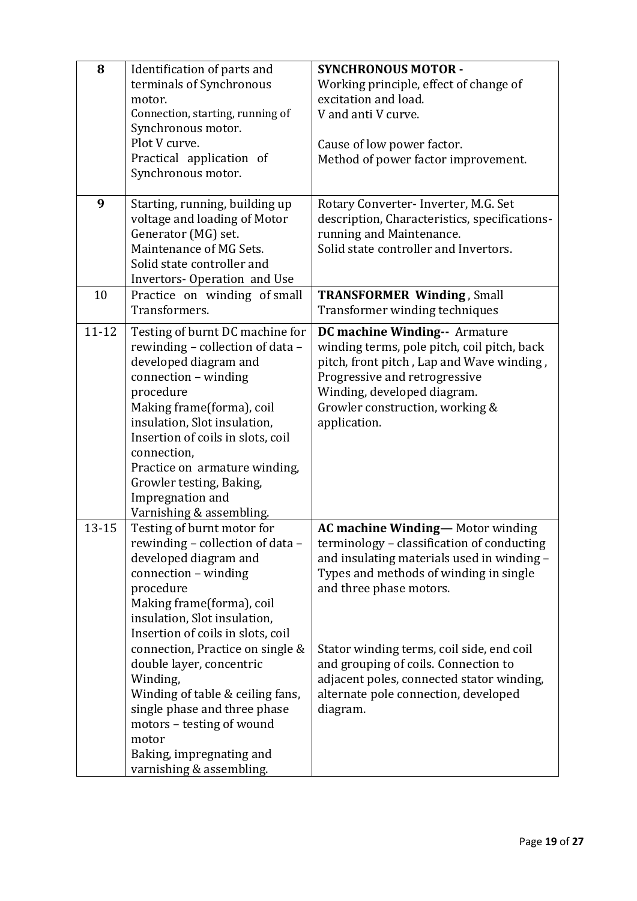| | | |
|---|---|---|
| **8** | Identification of parts and terminals of Synchronous motor.<br>Connection, starting, running of Synchronous motor.<br>Plot V curve.<br>Practical application of Synchronous motor. | **SYNCHRONOUS MOTOR -**<br>Working principle, effect of change of excitation and load.<br>V and anti V curve.<br><br>Cause of low power factor.<br>Method of power factor improvement. |
| **9** | Starting, running, building up voltage and loading of Motor Generator (MG) set.<br>Maintenance of MG Sets.<br>Solid state controller and Invertors- Operation and Use | Rotary Converter- Inverter, M.G. Set description, Characteristics, specifications- running and Maintenance.<br>Solid state controller and Invertors. |
| 10 | Practice on winding of small Transformers. | **TRANSFORMER Winding**, Small Transformer winding techniques |
| 11-12 | Testing of burnt DC machine for rewinding – collection of data – developed diagram and connection – winding procedure<br>Making frame(forma), coil insulation, Slot insulation, Insertion of coils in slots, coil connection,<br>Practice on armature winding, Growler testing, Baking, Impregnation and Varnishing & assembling. | **DC machine Winding--** Armature winding terms, pole pitch, coil pitch, back pitch, front pitch , Lap and Wave winding , Progressive and retrogressive Winding, developed diagram.<br>Growler construction, working & application. |
| 13-15 | Testing of burnt motor for rewinding – collection of data – developed diagram and connection – winding procedure<br>Making frame(forma), coil insulation, Slot insulation, Insertion of coils in slots, coil connection, Practice on single & double layer, concentric Winding,<br>Winding of table & ceiling fans, single phase and three phase motors – testing of wound motor<br>Baking, impregnating and varnishing & assembling. | **AC machine Winding—** Motor winding terminology – classification of conducting and insulating materials used in winding – Types and methods of winding in single and three phase motors.<br><br>Stator winding terms, coil side, end coil and grouping of coils. Connection to adjacent poles, connected stator winding, alternate pole connection, developed diagram. |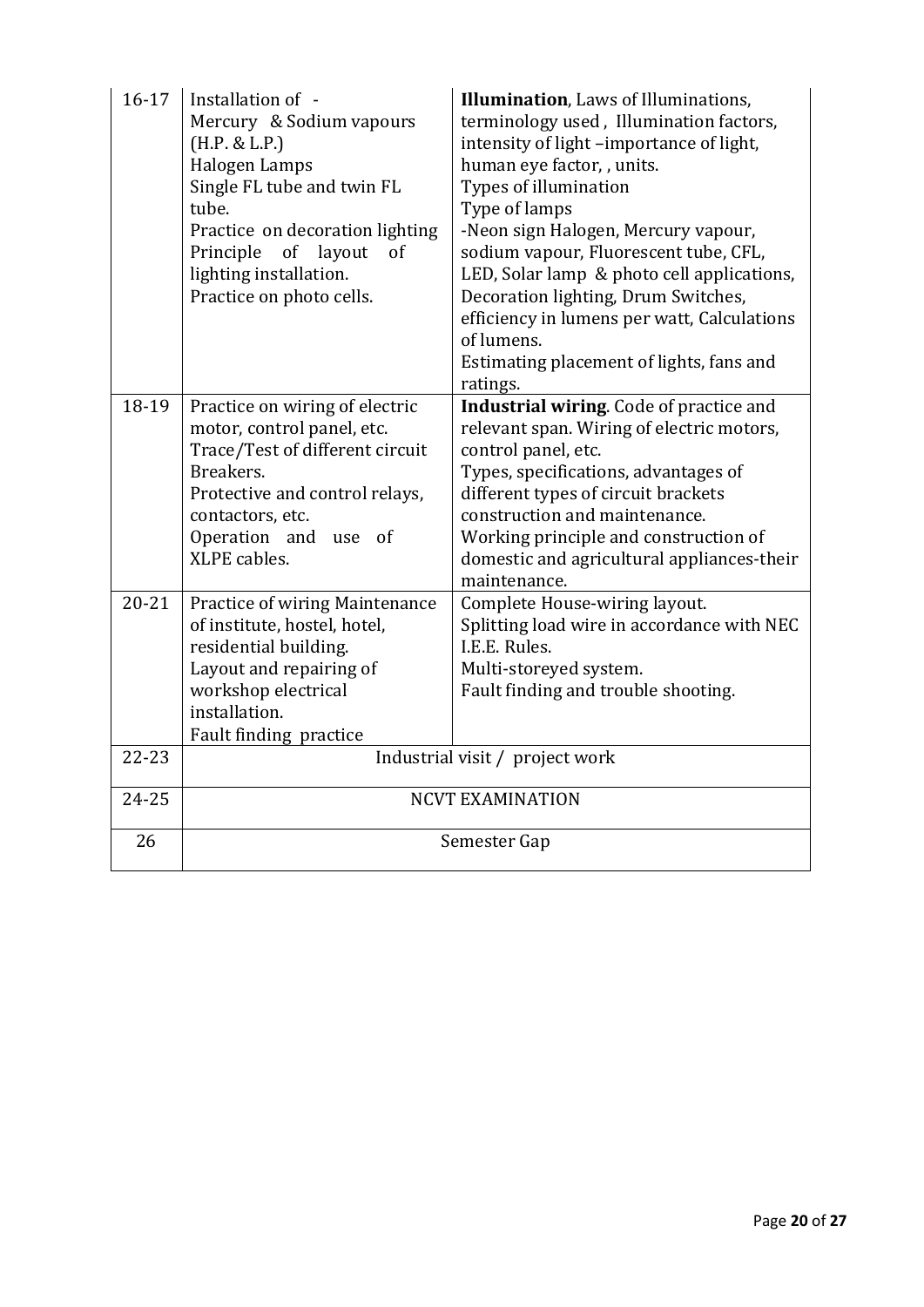| | | |
|---|---|---|
| 16-17 | Installation of -<br>Mercury & Sodium vapours (H.P. & L.P.)<br>Halogen Lamps<br>Single FL tube and twin FL tube.<br>Practice on decoration lighting<br>Principle of layout of lighting installation.<br>Practice on photo cells. | **Illumination**, Laws of Illuminations, terminology used , Illumination factors, intensity of light –importance of light, human eye factor, , units.<br>Types of illumination<br>Type of lamps<br>-Neon sign Halogen, Mercury vapour, sodium vapour, Fluorescent tube, CFL, LED, Solar lamp & photo cell applications, Decoration lighting, Drum Switches, efficiency in lumens per watt, Calculations of lumens.<br>Estimating placement of lights, fans and ratings. |
| 18-19 | Practice on wiring of electric motor, control panel, etc.<br>Trace/Test of different circuit Breakers.<br>Protective and control relays, contactors, etc.<br>Operation and use of XLPE cables. | **Industrial wiring**. Code of practice and relevant span. Wiring of electric motors, control panel, etc.<br>Types, specifications, advantages of different types of circuit brackets construction and maintenance.<br>Working principle and construction of domestic and agricultural appliances-their maintenance. |
| 20-21 | Practice of wiring Maintenance of institute, hostel, hotel, residential building.<br>Layout and repairing of workshop electrical installation.<br>Fault finding practice | Complete House-wiring layout.<br>Splitting load wire in accordance with NEC I.E.E. Rules.<br>Multi-storeyed system.<br>Fault finding and trouble shooting. |
| 22-23 | Industrial visit / project work | |
| 24-25 | NCVT EXAMINATION | |
| 26 | Semester Gap | |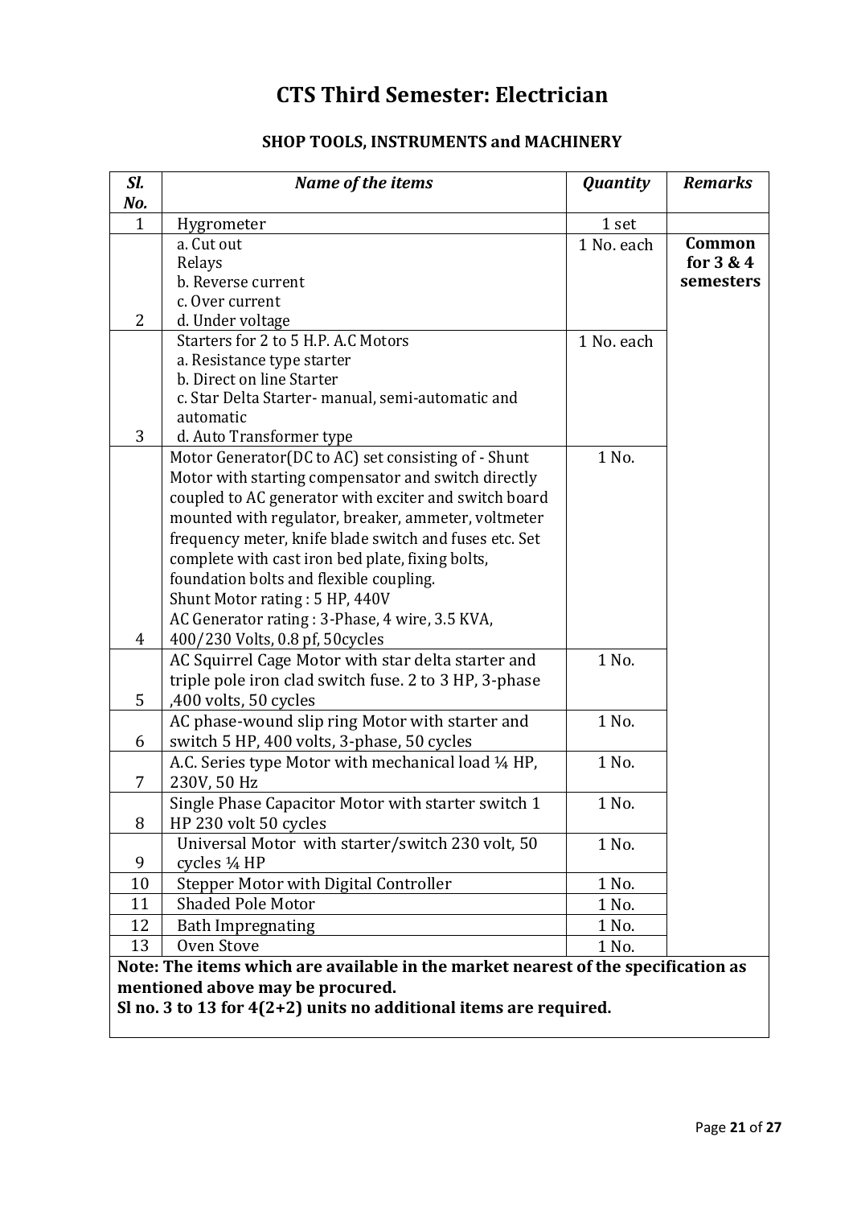# CTS Third Semester: Electrician

## SHOP TOOLS, INSTRUMENTS and MACHINERY

| *Sl. No.* | *Name of the items* | *Quantity* | *Remarks* |
|---|---|---|---|
| 1 | Hygrometer | 1 set | |
| 2 | a. Cut out<br>Relays<br>b. Reverse current<br>c. Over current<br>d. Under voltage | 1 No. each | **Common for 3 & 4 semesters** |
| 3 | Starters for 2 to 5 H.P. A.C Motors<br>a. Resistance type starter<br>b. Direct on line Starter<br>c. Star Delta Starter- manual, semi-automatic and automatic<br>d. Auto Transformer type | 1 No. each | |
| 4 | Motor Generator(DC to AC) set consisting of - Shunt Motor with starting compensator and switch directly coupled to AC generator with exciter and switch board mounted with regulator, breaker, ammeter, voltmeter frequency meter, knife blade switch and fuses etc. Set complete with cast iron bed plate, fixing bolts, foundation bolts and flexible coupling.<br>Shunt Motor rating : 5 HP, 440V<br>AC Generator rating : 3-Phase, 4 wire, 3.5 KVA, 400/230 Volts, 0.8 pf, 50cycles | 1 No. | |
| 5 | AC Squirrel Cage Motor with star delta starter and triple pole iron clad switch fuse. 2 to 3 HP, 3-phase ,400 volts, 50 cycles | 1 No. | |
| 6 | AC phase-wound slip ring Motor with starter and switch 5 HP, 400 volts, 3-phase, 50 cycles | 1 No. | |
| 7 | A.C. Series type Motor with mechanical load ¼ HP, 230V, 50 Hz | 1 No. | |
| 8 | Single Phase Capacitor Motor with starter switch 1 HP 230 volt 50 cycles | 1 No. | |
| 9 | Universal Motor with starter/switch 230 volt, 50 cycles ¼ HP | 1 No. | |
| 10 | Stepper Motor with Digital Controller | 1 No. | |
| 11 | Shaded Pole Motor | 1 No. | |
| 12 | Bath Impregnating | 1 No. | |
| 13 | Oven Stove | 1 No. | |

**Note: The items which are available in the market nearest of the specification as mentioned above may be procured.**
**Sl no. 3 to 13 for 4(2+2) units no additional items are required.**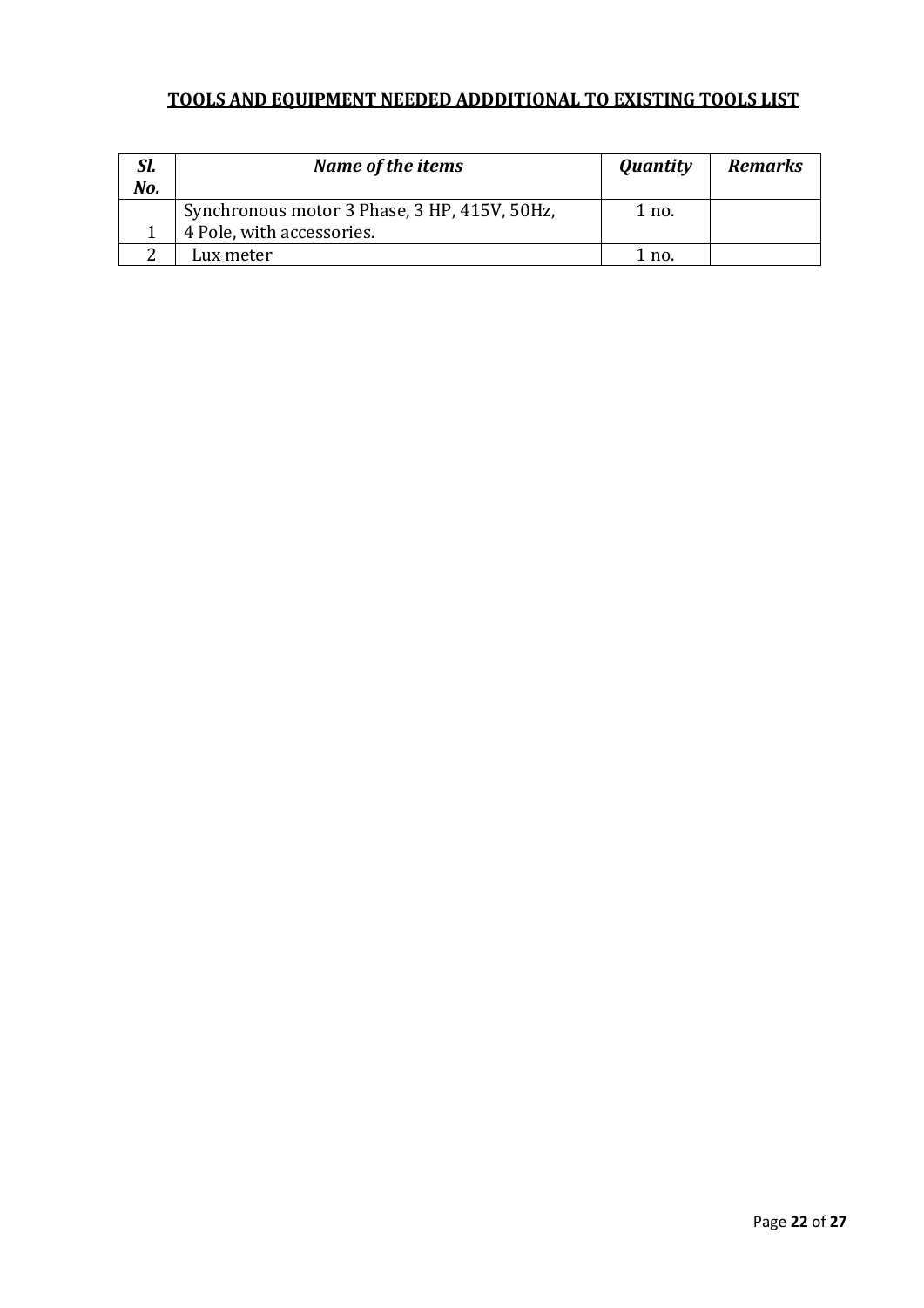## TOOLS AND EQUIPMENT NEEDED ADDDITIONAL TO EXISTING TOOLS LIST

| *Sl. No.* | *Name of the items* | *Quantity* | *Remarks* |
|---|---|---|---|
| 1 | Synchronous motor 3 Phase, 3 HP, 415V, 50Hz, 4 Pole, with accessories. | 1 no. | |
| 2 | Lux meter | 1 no. | |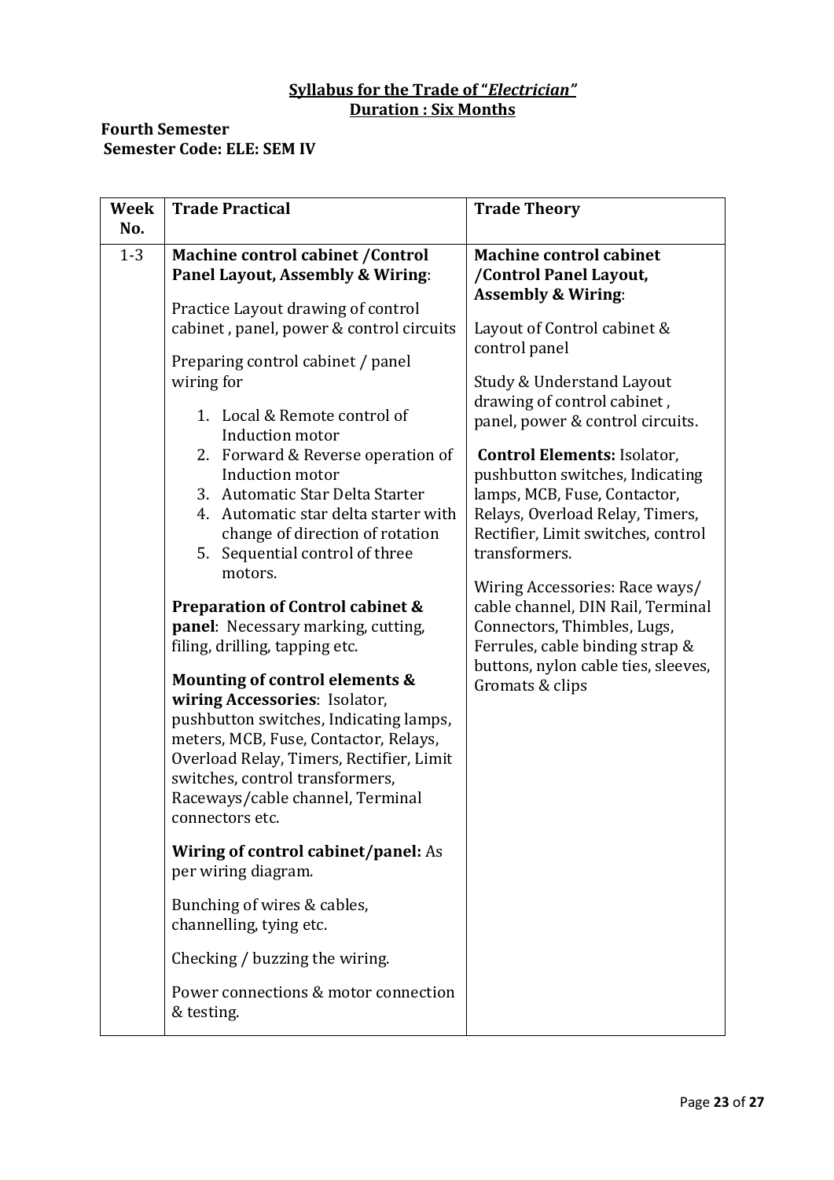**Syllabus for the Trade of "*Electrician*"**
**Duration : Six Months**

**Fourth Semester**
**Semester Code: ELE: SEM IV**

| Week No. | Trade Practical | Trade Theory |
|---|---|---|
| 1-3 | **Machine control cabinet /Control Panel Layout, Assembly & Wiring**:<br><br>Practice Layout drawing of control cabinet , panel, power & control circuits<br><br>Preparing control cabinet / panel wiring for<br>1. Local & Remote control of Induction motor<br>2. Forward & Reverse operation of Induction motor<br>3. Automatic Star Delta Starter<br>4. Automatic star delta starter with change of direction of rotation<br>5. Sequential control of three motors.<br><br>**Preparation of Control cabinet & panel**: Necessary marking, cutting, filing, drilling, tapping etc.<br><br>**Mounting of control elements & wiring Accessories**: Isolator, pushbutton switches, Indicating lamps, meters, MCB, Fuse, Contactor, Relays, Overload Relay, Timers, Rectifier, Limit switches, control transformers, Raceways/cable channel, Terminal connectors etc.<br><br>**Wiring of control cabinet/panel:** As per wiring diagram.<br><br>Bunching of wires & cables, channelling, tying etc.<br><br>Checking / buzzing the wiring.<br><br>Power connections & motor connection & testing. | **Machine control cabinet /Control Panel Layout, Assembly & Wiring**:<br><br>Layout of Control cabinet & control panel<br><br>Study & Understand Layout drawing of control cabinet , panel, power & control circuits.<br><br>**Control Elements:** Isolator, pushbutton switches, Indicating lamps, MCB, Fuse, Contactor, Relays, Overload Relay, Timers, Rectifier, Limit switches, control transformers.<br><br>Wiring Accessories: Race ways/ cable channel, DIN Rail, Terminal Connectors, Thimbles, Lugs, Ferrules, cable binding strap & buttons, nylon cable ties, sleeves, Gromats & clips |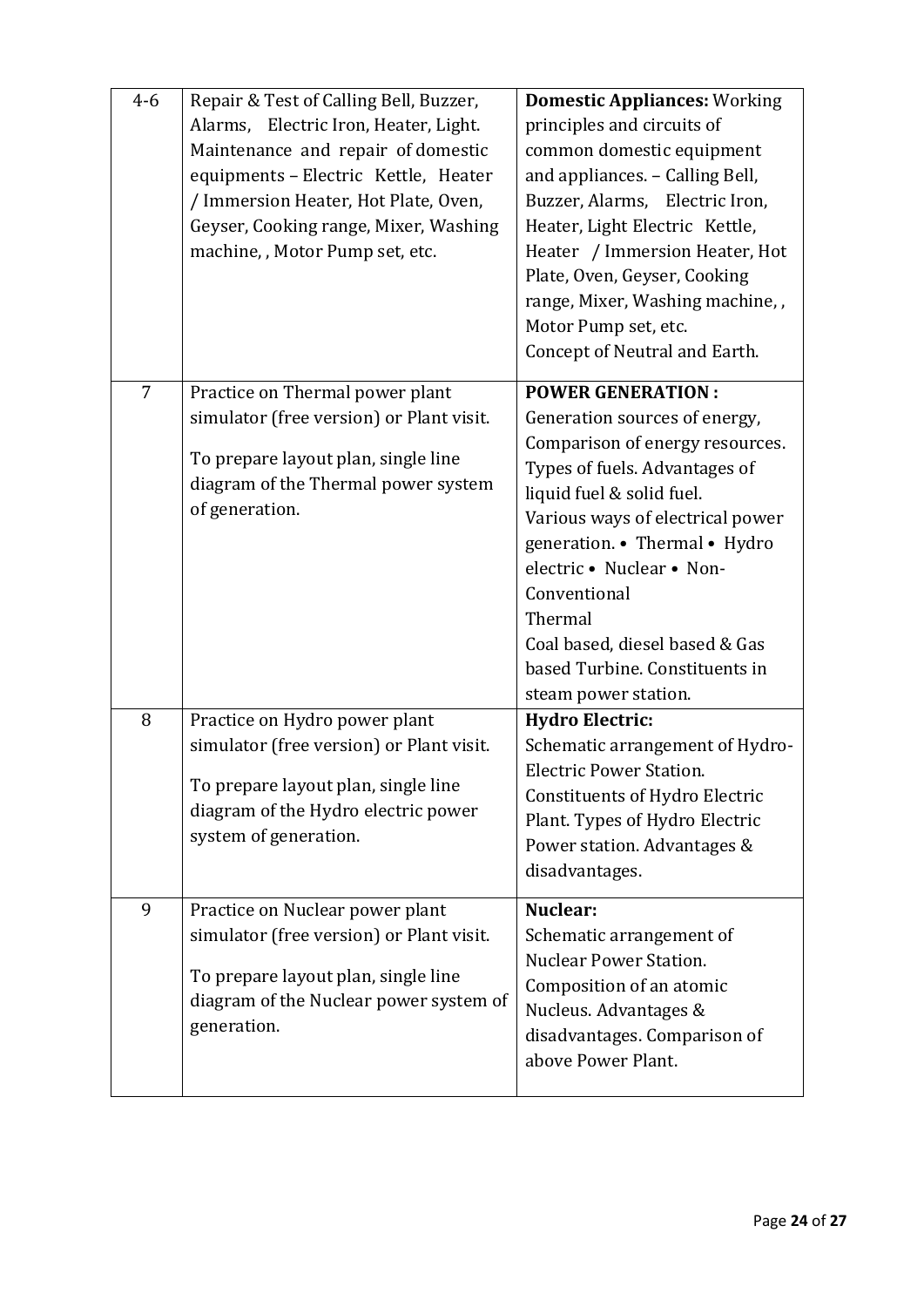| 4-6 | Repair & Test of Calling Bell, Buzzer, Alarms, Electric Iron, Heater, Light. Maintenance and repair of domestic equipments – Electric Kettle, Heater / Immersion Heater, Hot Plate, Oven, Geyser, Cooking range, Mixer, Washing machine, , Motor Pump set, etc. | **Domestic Appliances:** Working principles and circuits of common domestic equipment and appliances. – Calling Bell, Buzzer, Alarms, Electric Iron, Heater, Light Electric Kettle, Heater / Immersion Heater, Hot Plate, Oven, Geyser, Cooking range, Mixer, Washing machine, , Motor Pump set, etc.<br>Concept of Neutral and Earth. |
|---|---|---|
| 7 | Practice on Thermal power plant simulator (free version) or Plant visit.<br><br>To prepare layout plan, single line diagram of the Thermal power system of generation. | **POWER GENERATION :**<br>Generation sources of energy, Comparison of energy resources. Types of fuels. Advantages of liquid fuel & solid fuel.<br>Various ways of electrical power generation. • Thermal • Hydro electric • Nuclear • Non-Conventional<br>Thermal<br>Coal based, diesel based & Gas based Turbine. Constituents in steam power station. |
| 8 | Practice on Hydro power plant simulator (free version) or Plant visit.<br><br>To prepare layout plan, single line diagram of the Hydro electric power system of generation. | **Hydro Electric:**<br>Schematic arrangement of Hydro-Electric Power Station. Constituents of Hydro Electric Plant. Types of Hydro Electric Power station. Advantages & disadvantages. |
| 9 | Practice on Nuclear power plant simulator (free version) or Plant visit.<br><br>To prepare layout plan, single line diagram of the Nuclear power system of generation. | **Nuclear:**<br>Schematic arrangement of Nuclear Power Station. Composition of an atomic Nucleus. Advantages & disadvantages. Comparison of above Power Plant. |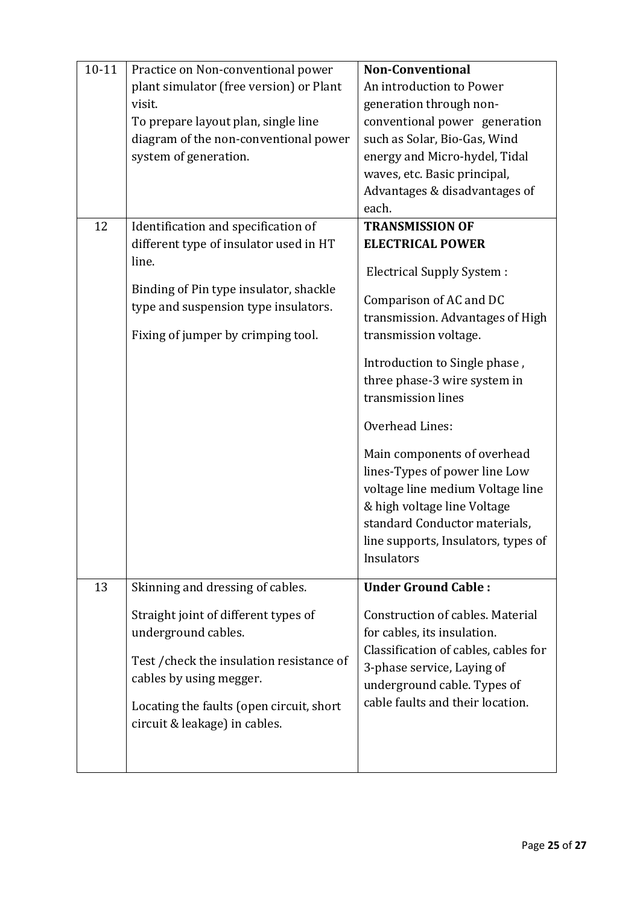| | | |
|---|---|---|
| 10-11 | Practice on Non-conventional power plant simulator (free version) or Plant visit.<br>To prepare layout plan, single line diagram of the non-conventional power system of generation. | **Non-Conventional**<br>An introduction to Power generation through non-conventional power generation such as Solar, Bio-Gas, Wind energy and Micro-hydel, Tidal waves, etc. Basic principal, Advantages & disadvantages of each. |
| 12 | Identification and specification of different type of insulator used in HT line.<br><br>Binding of Pin type insulator, shackle type and suspension type insulators.<br><br>Fixing of jumper by crimping tool. | **TRANSMISSION OF ELECTRICAL POWER**<br><br>Electrical Supply System :<br><br>Comparison of AC and DC transmission. Advantages of High transmission voltage.<br><br>Introduction to Single phase , three phase-3 wire system in transmission lines<br><br>Overhead Lines:<br><br>Main components of overhead lines-Types of power line Low voltage line medium Voltage line & high voltage line Voltage standard Conductor materials, line supports, Insulators, types of Insulators |
| 13 | Skinning and dressing of cables.<br><br>Straight joint of different types of underground cables.<br><br>Test /check the insulation resistance of cables by using megger.<br><br>Locating the faults (open circuit, short circuit & leakage) in cables. | **Under Ground Cable :**<br><br>Construction of cables. Material for cables, its insulation. Classification of cables, cables for 3-phase service, Laying of underground cable. Types of cable faults and their location. |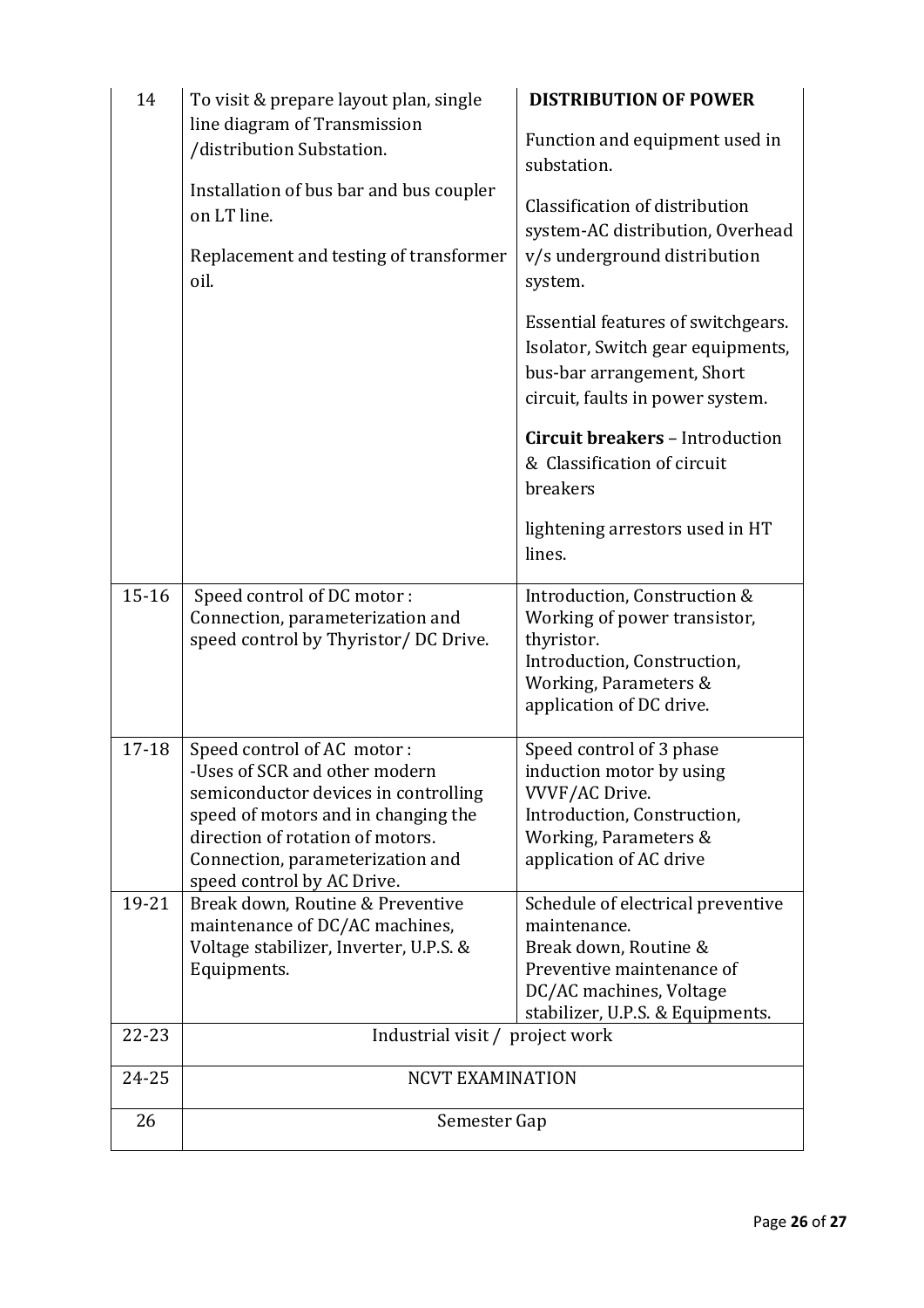| 14 | To visit & prepare layout plan, single line diagram of Transmission /distribution Substation.<br><br>Installation of bus bar and bus coupler on LT line.<br><br>Replacement and testing of transformer oil. | **DISTRIBUTION OF POWER**<br><br>Function and equipment used in substation.<br><br>Classification of distribution system-AC distribution, Overhead v/s underground distribution system.<br><br>Essential features of switchgears. Isolator, Switch gear equipments, bus-bar arrangement, Short circuit, faults in power system.<br><br>**Circuit breakers** – Introduction & Classification of circuit breakers<br><br>lightening arrestors used in HT lines. |
|---|---|---|
| 15-16 | Speed control of DC motor : Connection, parameterization and speed control by Thyristor/ DC Drive. | Introduction, Construction & Working of power transistor, thyristor.<br>Introduction, Construction, Working, Parameters & application of DC drive. |
| 17-18 | Speed control of AC motor :<br>-Uses of SCR and other modern semiconductor devices in controlling speed of motors and in changing the direction of rotation of motors.<br>Connection, parameterization and speed control by AC Drive. | Speed control of 3 phase induction motor by using VVVF/AC Drive.<br>Introduction, Construction, Working, Parameters & application of AC drive |
| 19-21 | Break down, Routine & Preventive maintenance of DC/AC machines, Voltage stabilizer, Inverter, U.P.S. & Equipments. | Schedule of electrical preventive maintenance.<br>Break down, Routine & Preventive maintenance of DC/AC machines, Voltage stabilizer, U.P.S. & Equipments. |
| 22-23 | Industrial visit / project work | |
| 24-25 | NCVT EXAMINATION | |
| 26 | Semester Gap | |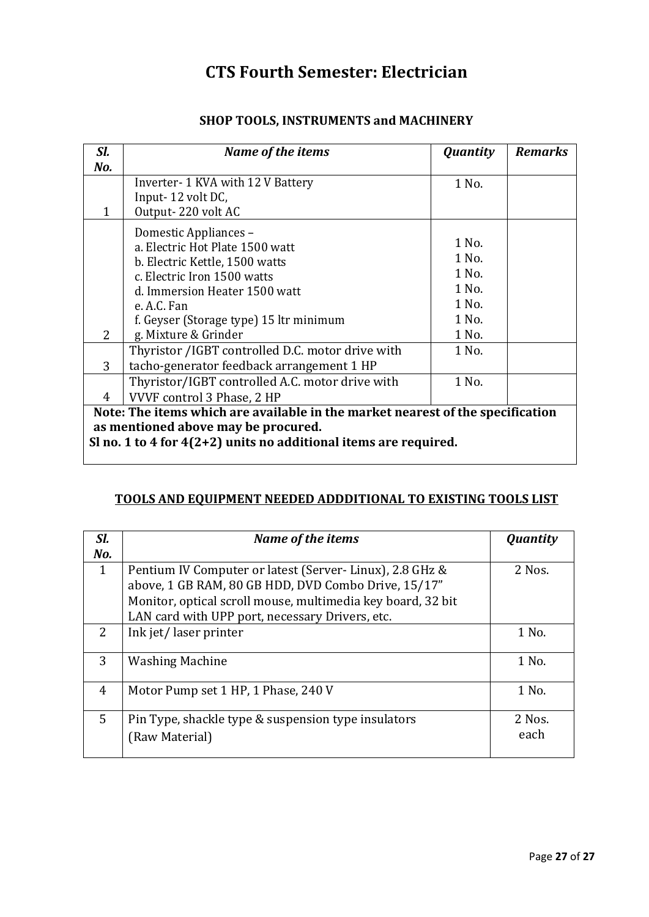# CTS Fourth Semester: Electrician

## SHOP TOOLS, INSTRUMENTS and MACHINERY

| *Sl. No.* | *Name of the items* | *Quantity* | *Remarks* |
|---|---|---|---|
| 1 | Inverter- 1 KVA with 12 V Battery<br>Input- 12 volt DC,<br>Output- 220 volt AC | 1 No. | |
| 2 | Domestic Appliances –<br>a. Electric Hot Plate 1500 watt<br>b. Electric Kettle, 1500 watts<br>c. Electric Iron 1500 watts<br>d. Immersion Heater 1500 watt<br>e. A.C. Fan<br>f. Geyser (Storage type) 15 ltr minimum<br>g. Mixture & Grinder | <br>1 No.<br>1 No.<br>1 No.<br>1 No.<br>1 No.<br>1 No.<br>1 No. | |
| 3 | Thyristor /IGBT controlled D.C. motor drive with tacho-generator feedback arrangement 1 HP | 1 No. | |
| 4 | Thyristor/IGBT controlled A.C. motor drive with VVVF control 3 Phase, 2 HP | 1 No. | |
| **Note: The items which are available in the market nearest of the specification as mentioned above may be procured.<br>Sl no. 1 to 4 for 4(2+2) units no additional items are required.** | | | |

## TOOLS AND EQUIPMENT NEEDED ADDDITIONAL TO EXISTING TOOLS LIST

| *Sl. No.* | *Name of the items* | *Quantity* |
|---|---|---|
| 1 | Pentium IV Computer or latest (Server- Linux), 2.8 GHz & above, 1 GB RAM, 80 GB HDD, DVD Combo Drive, 15/17" Monitor, optical scroll mouse, multimedia key board, 32 bit LAN card with UPP port, necessary Drivers, etc. | 2 Nos. |
| 2 | Ink jet/ laser printer | 1 No. |
| 3 | Washing Machine | 1 No. |
| 4 | Motor Pump set 1 HP, 1 Phase, 240 V | 1 No. |
| 5 | Pin Type, shackle type & suspension type insulators (Raw Material) | 2 Nos. each |